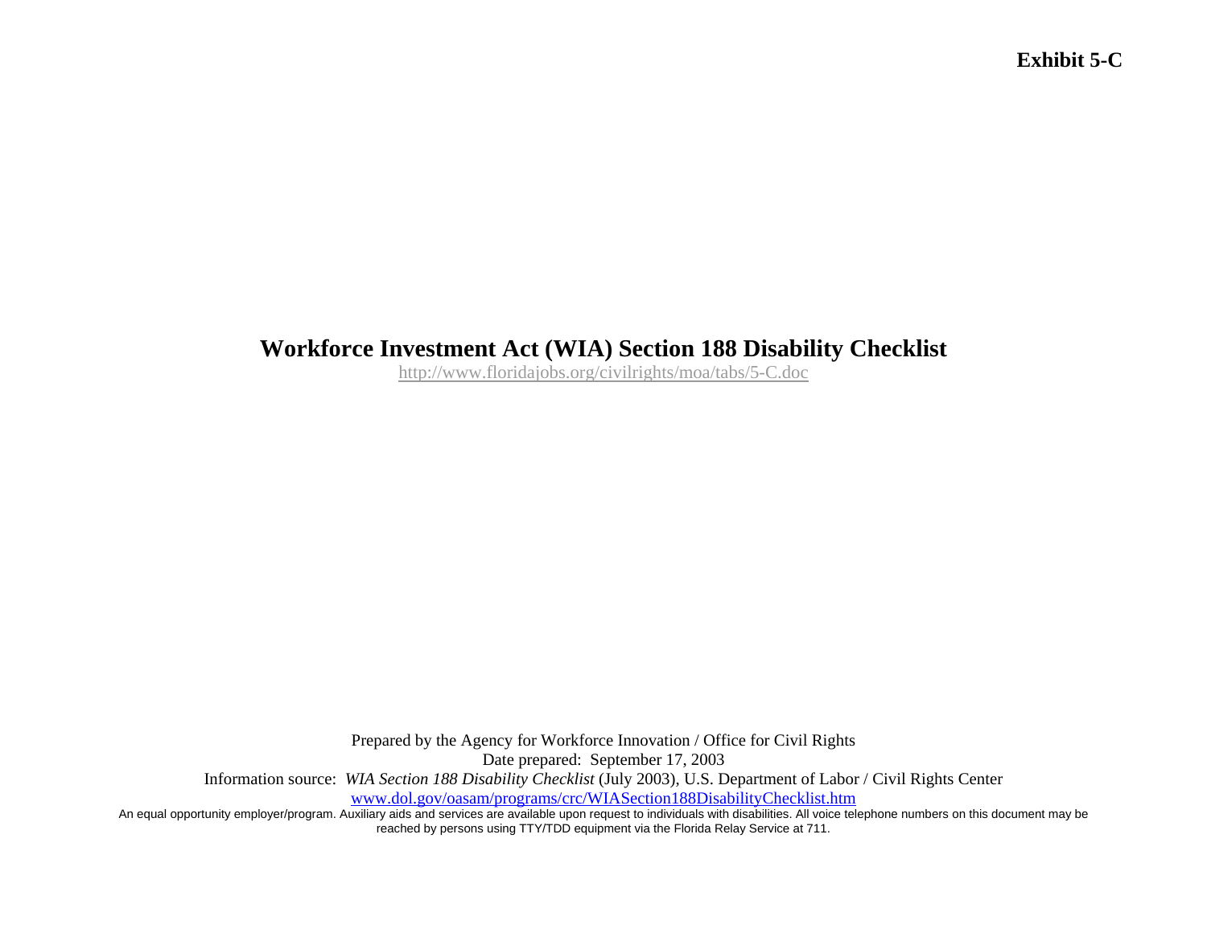**Exhibit 5-C**

# Workforce Investment Act (WIA) Section 188 Disability Checklist

http://www.floridajobs.org/civilrights/moa/tabs/5-C.doc

Prepared by the Agency for Workforce Innovation / Office for Civil Rights

Date prepared: September 17, 2003

Information source: *WIA Section 188 Disability Checklist* (July 2003), U.S. Department of Labor / Civil Rights Center

www.dol.gov/oasam/programs/crc/WIASection188DisabilityChecklist.htm

An equal opportunity employer/program. Auxiliary aids and services are available upon request to individuals with disabilities. All voice telephone numbers on this document may be reached by persons using TTY/TDD equipment via the Florida Relay Service at 711.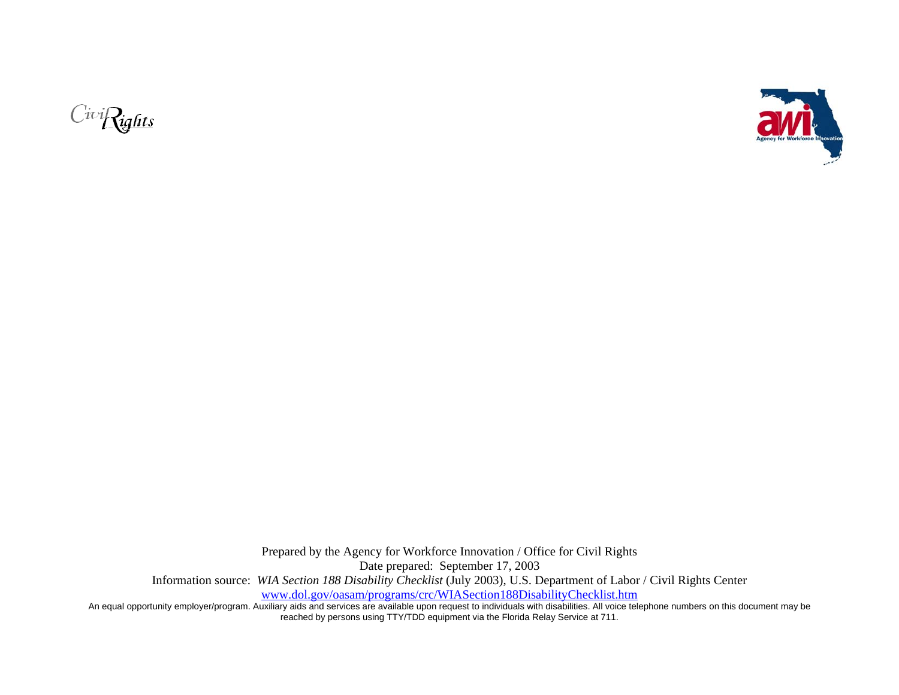Civil Rights

Prepared by the Agency for Workforce Innovation / Office for Civil Rights

Date prepared: September 17, 2003

Information source: *WIA Section 188 Disability Checklist* (July 2003), U.S. Department of Labor / Civil Rights Center

www.dol.gov/oasam/programs/crc/WIASection188DisabilityChecklist.htm

An equal opportunity employer/program. Auxiliary aids and services are available upon request to individuals with disabilities. All voice telephone numbers on this document may be reached by persons using TTY/TDD equipment via the Florida Relay Service at 711.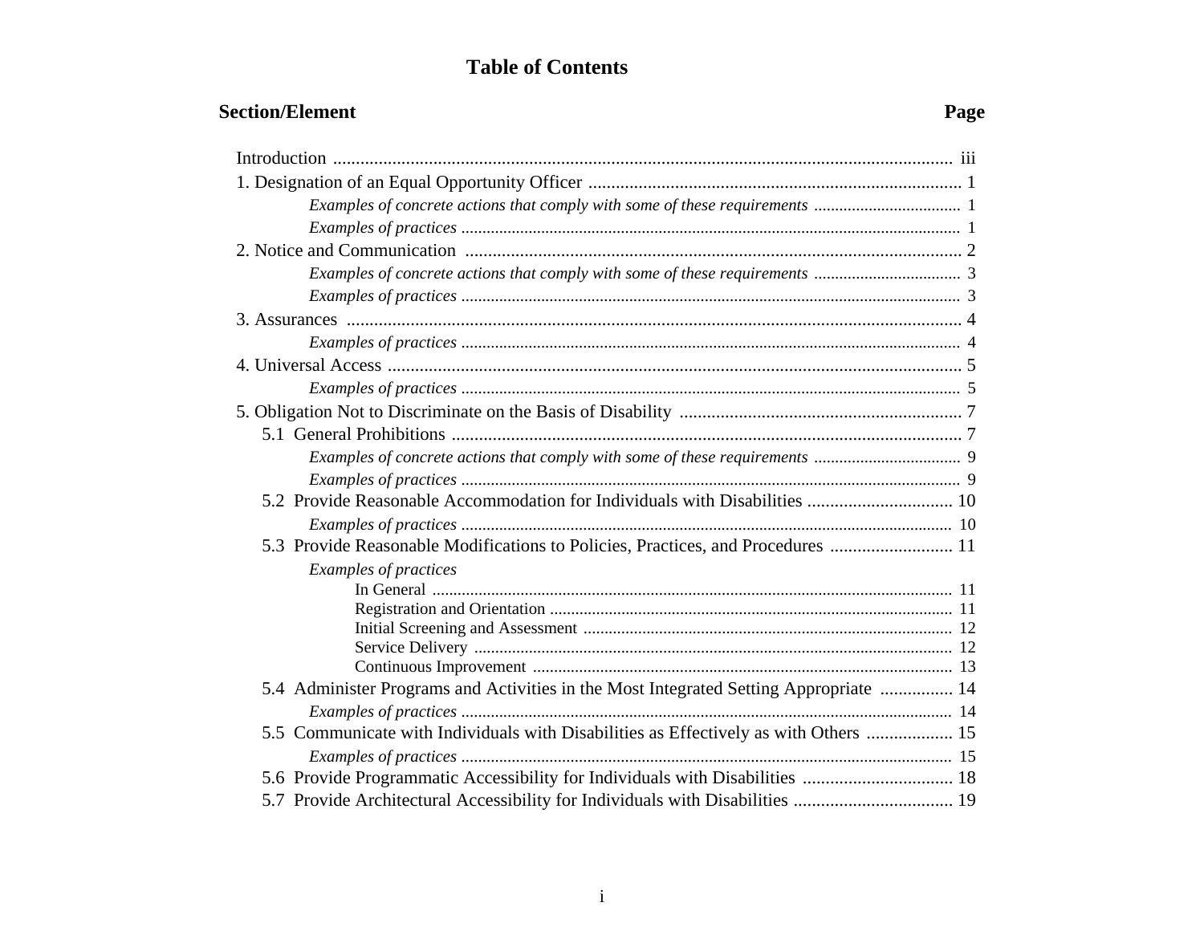# Table of Contents

| Section/Element | Page |
| --- | --- |
| Introduction | iii |
| 1. Designation of an Equal Opportunity Officer | 1 |
| *Examples of concrete actions that comply with some of these requirements* | 1 |
| *Examples of practices* | 1 |
| 2. Notice and Communication | 2 |
| *Examples of concrete actions that comply with some of these requirements* | 3 |
| *Examples of practices* | 3 |
| 3. Assurances | 4 |
| *Examples of practices* | 4 |
| 4. Universal Access | 5 |
| *Examples of practices* | 5 |
| 5. Obligation Not to Discriminate on the Basis of Disability | 7 |
| 5.1 General Prohibitions | 7 |
| *Examples of concrete actions that comply with some of these requirements* | 9 |
| *Examples of practices* | 9 |
| 5.2 Provide Reasonable Accommodation for Individuals with Disabilities | 10 |
| *Examples of practices* | 10 |
| 5.3 Provide Reasonable Modifications to Policies, Practices, and Procedures | 11 |
| *Examples of practices* | |
| In General | 11 |
| Registration and Orientation | 11 |
| Initial Screening and Assessment | 12 |
| Service Delivery | 12 |
| Continuous Improvement | 13 |
| 5.4 Administer Programs and Activities in the Most Integrated Setting Appropriate | 14 |
| *Examples of practices* | 14 |
| 5.5 Communicate with Individuals with Disabilities as Effectively as with Others | 15 |
| *Examples of practices* | 15 |
| 5.6 Provide Programmatic Accessibility for Individuals with Disabilities | 18 |
| 5.7 Provide Architectural Accessibility for Individuals with Disabilities | 19 |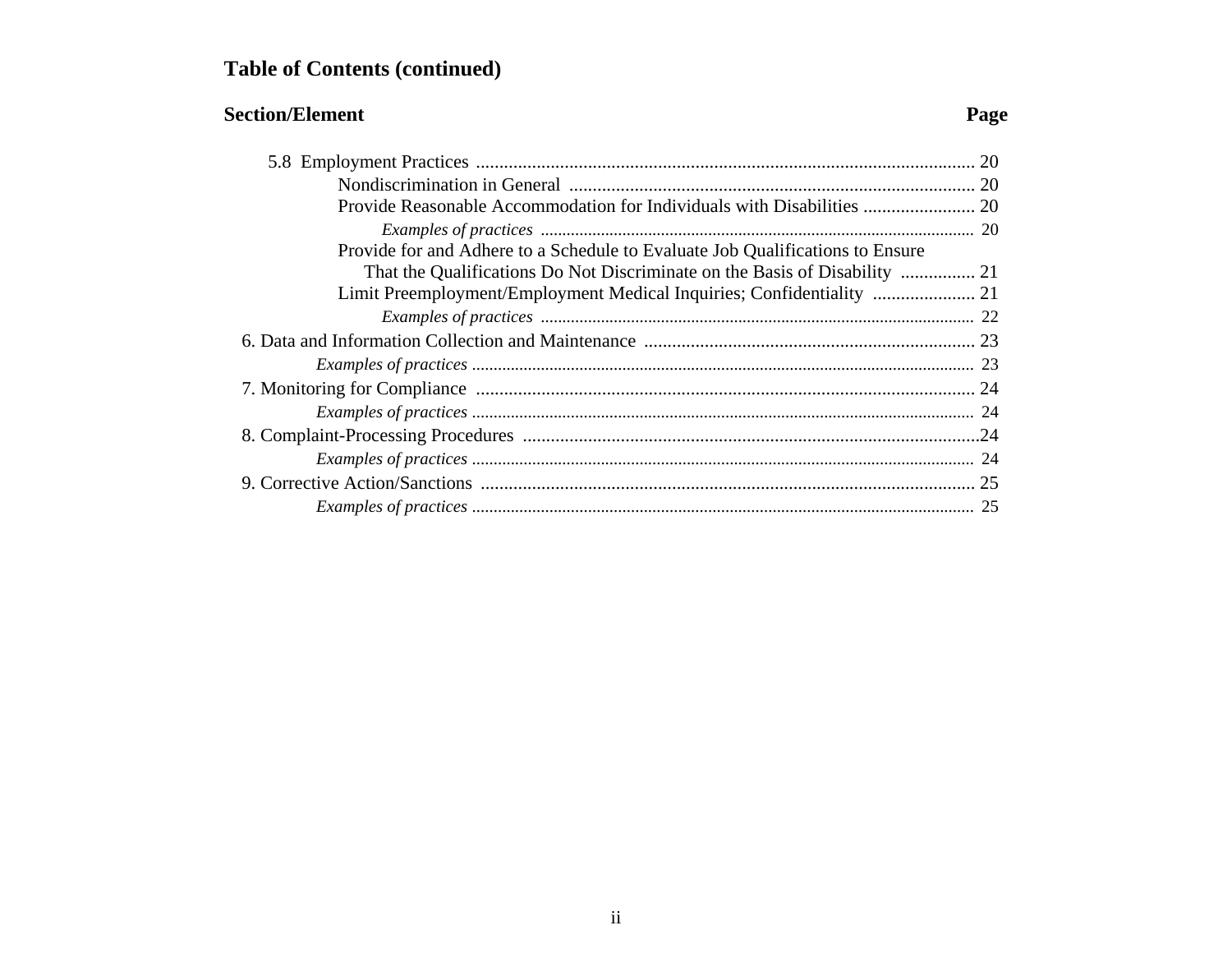## Table of Contents (continued)

**Section/Element** **Page**

- 5.8 Employment Practices ........................................ 20
  - Nondiscrimination in General ........................................ 20
  - Provide Reasonable Accommodation for Individuals with Disabilities ........................ 20
    - *Examples of practices* ........................................ 20
  - Provide for and Adhere to a Schedule to Evaluate Job Qualifications to Ensure That the Qualifications Do Not Discriminate on the Basis of Disability ................ 21
  - Limit Preemployment/Employment Medical Inquiries; Confidentiality ...................... 21
    - *Examples of practices* ........................................ 22
- 6. Data and Information Collection and Maintenance ........................................ 23
  - *Examples of practices* ........................................ 23
- 7. Monitoring for Compliance ........................................ 24
  - *Examples of practices* ........................................ 24
- 8. Complaint-Processing Procedures ........................................ 24
  - *Examples of practices* ........................................ 24
- 9. Corrective Action/Sanctions ........................................ 25
  - *Examples of practices* ........................................ 25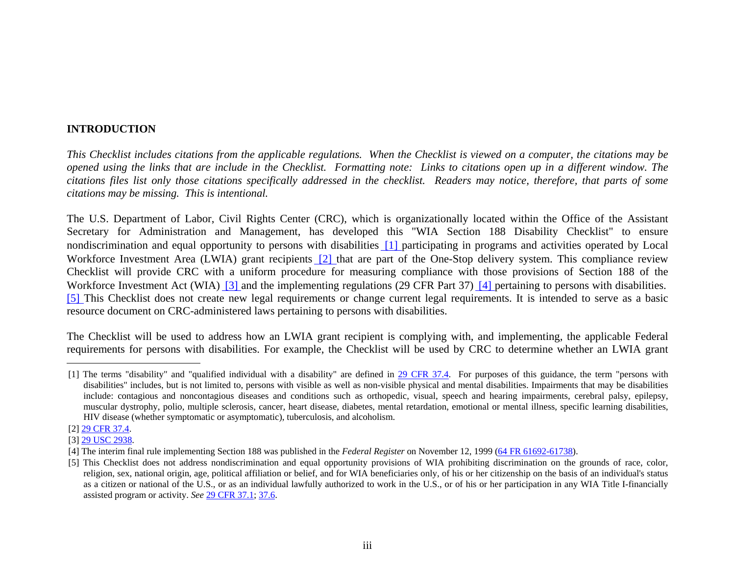## INTRODUCTION

*This Checklist includes citations from the applicable regulations. When the Checklist is viewed on a computer, the citations may be opened using the links that are include in the Checklist. Formatting note: Links to citations open up in a different window. The citations files list only those citations specifically addressed in the checklist. Readers may notice, therefore, that parts of some citations may be missing. This is intentional.*

The U.S. Department of Labor, Civil Rights Center (CRC), which is organizationally located within the Office of the Assistant Secretary for Administration and Management, has developed this "WIA Section 188 Disability Checklist" to ensure nondiscrimination and equal opportunity to persons with disabilities [1] participating in programs and activities operated by Local Workforce Investment Area (LWIA) grant recipients [2] that are part of the One-Stop delivery system. This compliance review Checklist will provide CRC with a uniform procedure for measuring compliance with those provisions of Section 188 of the Workforce Investment Act (WIA) [3] and the implementing regulations (29 CFR Part 37) [4] pertaining to persons with disabilities. [5] This Checklist does not create new legal requirements or change current legal requirements. It is intended to serve as a basic resource document on CRC-administered laws pertaining to persons with disabilities.

The Checklist will be used to address how an LWIA grant recipient is complying with, and implementing, the applicable Federal requirements for persons with disabilities. For example, the Checklist will be used by CRC to determine whether an LWIA grant

---

[1] The terms "disability" and "qualified individual with a disability" are defined in 29 CFR 37.4. For purposes of this guidance, the term "persons with disabilities" includes, but is not limited to, persons with visible as well as non-visible physical and mental disabilities. Impairments that may be disabilities include: contagious and noncontagious diseases and conditions such as orthopedic, visual, speech and hearing impairments, cerebral palsy, epilepsy, muscular dystrophy, polio, multiple sclerosis, cancer, heart disease, diabetes, mental retardation, emotional or mental illness, specific learning disabilities, HIV disease (whether symptomatic or asymptomatic), tuberculosis, and alcoholism.

[2] 29 CFR 37.4.

[3] 29 USC 2938.

[4] The interim final rule implementing Section 188 was published in the *Federal Register* on November 12, 1999 (64 FR 61692-61738).

[5] This Checklist does not address nondiscrimination and equal opportunity provisions of WIA prohibiting discrimination on the grounds of race, color, religion, sex, national origin, age, political affiliation or belief, and for WIA beneficiaries only, of his or her citizenship on the basis of an individual's status as a citizen or national of the U.S., or as an individual lawfully authorized to work in the U.S., or of his or her participation in any WIA Title I-financially assisted program or activity. *See* 29 CFR 37.1; 37.6.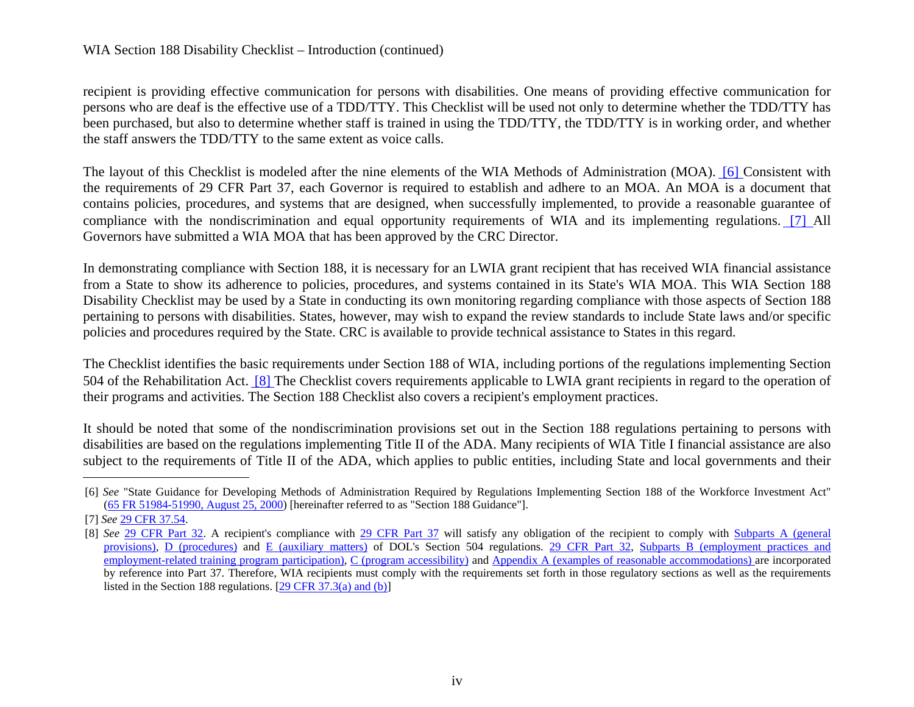recipient is providing effective communication for persons with disabilities. One means of providing effective communication for persons who are deaf is the effective use of a TDD/TTY. This Checklist will be used not only to determine whether the TDD/TTY has been purchased, but also to determine whether staff is trained in using the TDD/TTY, the TDD/TTY is in working order, and whether the staff answers the TDD/TTY to the same extent as voice calls.

The layout of this Checklist is modeled after the nine elements of the WIA Methods of Administration (MOA). [6] Consistent with the requirements of 29 CFR Part 37, each Governor is required to establish and adhere to an MOA. An MOA is a document that contains policies, procedures, and systems that are designed, when successfully implemented, to provide a reasonable guarantee of compliance with the nondiscrimination and equal opportunity requirements of WIA and its implementing regulations. [7] All Governors have submitted a WIA MOA that has been approved by the CRC Director.

In demonstrating compliance with Section 188, it is necessary for an LWIA grant recipient that has received WIA financial assistance from a State to show its adherence to policies, procedures, and systems contained in its State's WIA MOA. This WIA Section 188 Disability Checklist may be used by a State in conducting its own monitoring regarding compliance with those aspects of Section 188 pertaining to persons with disabilities. States, however, may wish to expand the review standards to include State laws and/or specific policies and procedures required by the State. CRC is available to provide technical assistance to States in this regard.

The Checklist identifies the basic requirements under Section 188 of WIA, including portions of the regulations implementing Section 504 of the Rehabilitation Act. [8] The Checklist covers requirements applicable to LWIA grant recipients in regard to the operation of their programs and activities. The Section 188 Checklist also covers a recipient's employment practices.

It should be noted that some of the nondiscrimination provisions set out in the Section 188 regulations pertaining to persons with disabilities are based on the regulations implementing Title II of the ADA. Many recipients of WIA Title I financial assistance are also subject to the requirements of Title II of the ADA, which applies to public entities, including State and local governments and their

---

[6] *See* "State Guidance for Developing Methods of Administration Required by Regulations Implementing Section 188 of the Workforce Investment Act" (65 FR 51984-51990, August 25, 2000) [hereinafter referred to as "Section 188 Guidance"].

[7] *See* 29 CFR 37.54.

[8] *See* 29 CFR Part 32. A recipient's compliance with 29 CFR Part 37 will satisfy any obligation of the recipient to comply with Subparts A (general provisions), D (procedures) and E (auxiliary matters) of DOL's Section 504 regulations. 29 CFR Part 32, Subparts B (employment practices and employment-related training program participation), C (program accessibility) and Appendix A (examples of reasonable accommodations) are incorporated by reference into Part 37. Therefore, WIA recipients must comply with the requirements set forth in those regulatory sections as well as the requirements listed in the Section 188 regulations. [29 CFR 37.3(a) and (b)]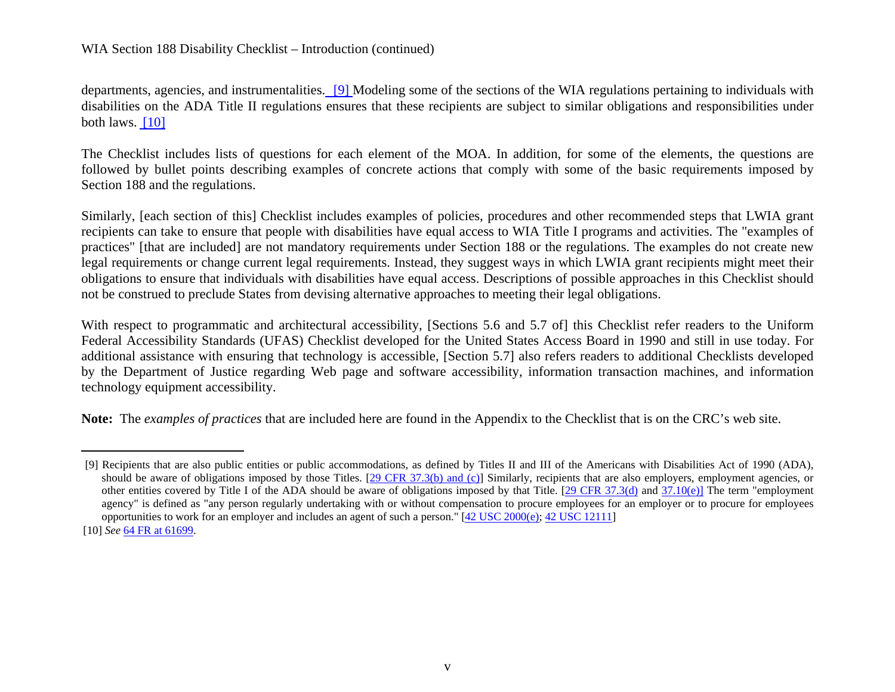departments, agencies, and instrumentalities. [9] Modeling some of the sections of the WIA regulations pertaining to individuals with disabilities on the ADA Title II regulations ensures that these recipients are subject to similar obligations and responsibilities under both laws. [10]

The Checklist includes lists of questions for each element of the MOA. In addition, for some of the elements, the questions are followed by bullet points describing examples of concrete actions that comply with some of the basic requirements imposed by Section 188 and the regulations.

Similarly, [each section of this] Checklist includes examples of policies, procedures and other recommended steps that LWIA grant recipients can take to ensure that people with disabilities have equal access to WIA Title I programs and activities. The "examples of practices" [that are included] are not mandatory requirements under Section 188 or the regulations. The examples do not create new legal requirements or change current legal requirements. Instead, they suggest ways in which LWIA grant recipients might meet their obligations to ensure that individuals with disabilities have equal access. Descriptions of possible approaches in this Checklist should not be construed to preclude States from devising alternative approaches to meeting their legal obligations.

With respect to programmatic and architectural accessibility, [Sections 5.6 and 5.7 of] this Checklist refer readers to the Uniform Federal Accessibility Standards (UFAS) Checklist developed for the United States Access Board in 1990 and still in use today. For additional assistance with ensuring that technology is accessible, [Section 5.7] also refers readers to additional Checklists developed by the Department of Justice regarding Web page and software accessibility, information transaction machines, and information technology equipment accessibility.

**Note:** The *examples of practices* that are included here are found in the Appendix to the Checklist that is on the CRC's web site.

---

[9] Recipients that are also public entities or public accommodations, as defined by Titles II and III of the Americans with Disabilities Act of 1990 (ADA), should be aware of obligations imposed by those Titles. [29 CFR 37.3(b) and (c)] Similarly, recipients that are also employers, employment agencies, or other entities covered by Title I of the ADA should be aware of obligations imposed by that Title. [29 CFR 37.3(d) and 37.10(e)] The term "employment agency" is defined as "any person regularly undertaking with or without compensation to procure employees for an employer or to procure for employees opportunities to work for an employer and includes an agent of such a person." [42 USC 2000(e); 42 USC 12111]

[10] *See* 64 FR at 61699.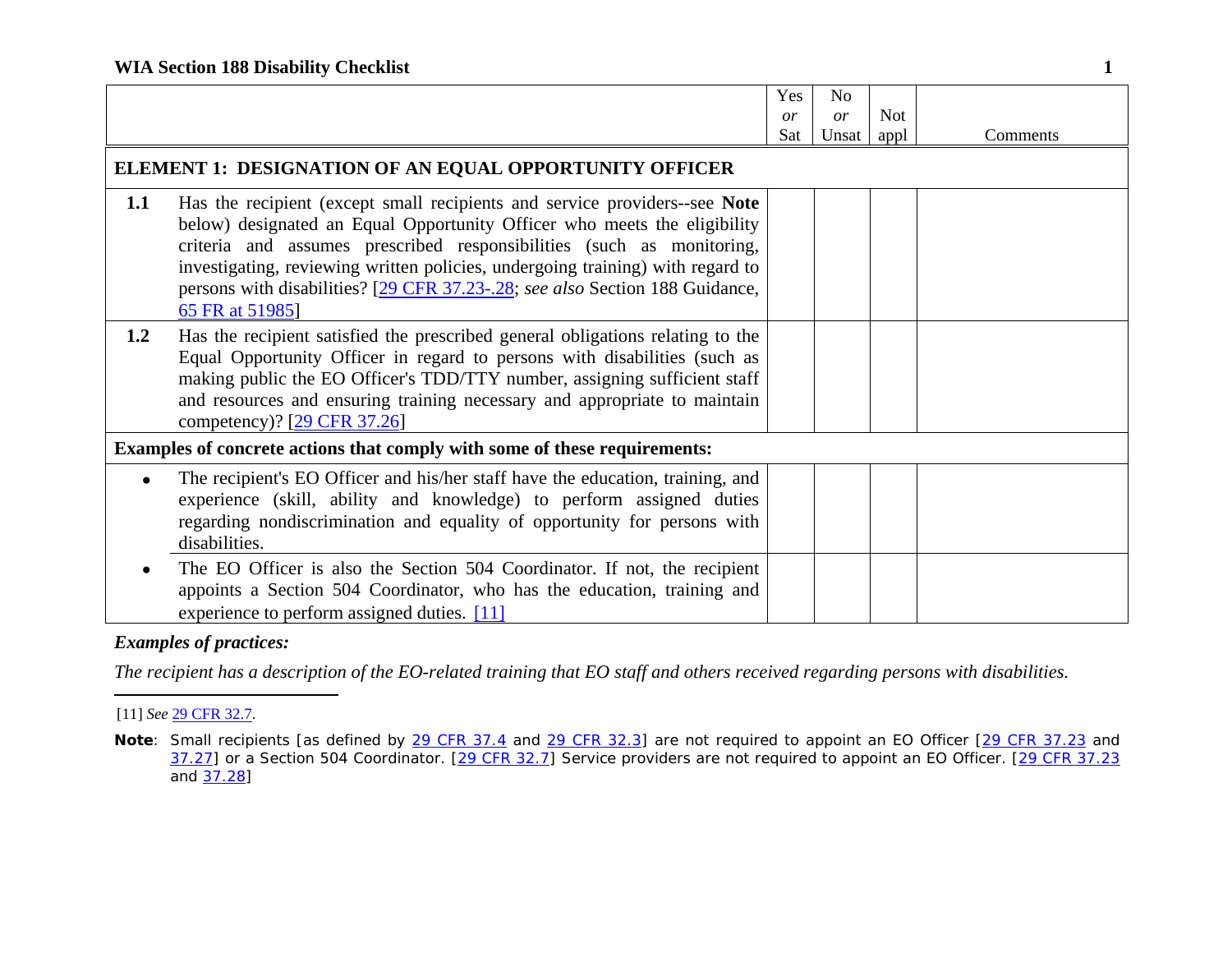## WIA Section 188 Disability Checklist

| | | Yes *or* Sat | No *or* Unsat | Not appl | Comments |
|---|---|---|---|---|---|
| **ELEMENT 1: DESIGNATION OF AN EQUAL OPPORTUNITY OFFICER** | | | | | |
| **1.1** | Has the recipient (except small recipients and service providers--see **Note** below) designated an Equal Opportunity Officer who meets the eligibility criteria and assumes prescribed responsibilities (such as monitoring, investigating, reviewing written policies, undergoing training) with regard to persons with disabilities? [29 CFR 37.23-.28; *see also* Section 188 Guidance, 65 FR at 51985] | | | | |
| **1.2** | Has the recipient satisfied the prescribed general obligations relating to the Equal Opportunity Officer in regard to persons with disabilities (such as making public the EO Officer's TDD/TTY number, assigning sufficient staff and resources and ensuring training necessary and appropriate to maintain competency)? [29 CFR 37.26] | | | | |
| **Examples of concrete actions that comply with some of these requirements:** | | | | | |
| • | The recipient's EO Officer and his/her staff have the education, training, and experience (skill, ability and knowledge) to perform assigned duties regarding nondiscrimination and equality of opportunity for persons with disabilities. | | | | |
| • | The EO Officer is also the Section 504 Coordinator. If not, the recipient appoints a Section 504 Coordinator, who has the education, training and experience to perform assigned duties. [11] | | | | |

***Examples of practices:***

*The recipient has a description of the EO-related training that EO staff and others received regarding persons with disabilities.*

---

[11] *See* 29 CFR 32.7.

**Note**: Small recipients [as defined by 29 CFR 37.4 and 29 CFR 32.3] are not required to appoint an EO Officer [29 CFR 37.23 and 37.27] or a Section 504 Coordinator. [29 CFR 32.7] Service providers are not required to appoint an EO Officer. [29 CFR 37.23 and 37.28]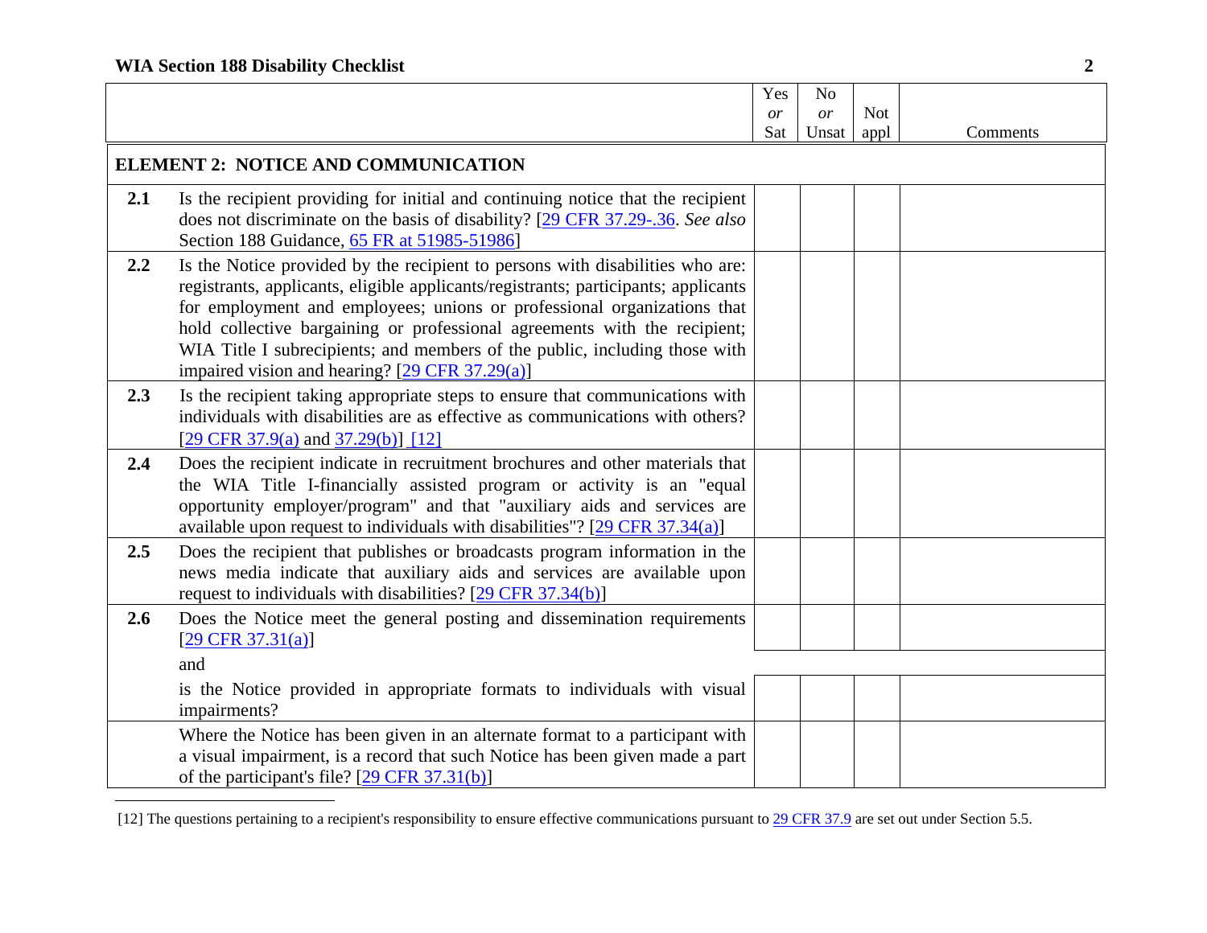| | | Yes *or* Sat | No *or* Unsat | Not appl | Comments |
|---|---|---|---|---|---|
| **ELEMENT 2: NOTICE AND COMMUNICATION** | | | | | |
| **2.1** | Is the recipient providing for initial and continuing notice that the recipient does not discriminate on the basis of disability? [29 CFR 37.29-.36. *See also* Section 188 Guidance, 65 FR at 51985-51986] | | | | |
| **2.2** | Is the Notice provided by the recipient to persons with disabilities who are: registrants, applicants, eligible applicants/registrants; participants; applicants for employment and employees; unions or professional organizations that hold collective bargaining or professional agreements with the recipient; WIA Title I subrecipients; and members of the public, including those with impaired vision and hearing? [29 CFR 37.29(a)] | | | | |
| **2.3** | Is the recipient taking appropriate steps to ensure that communications with individuals with disabilities are as effective as communications with others? [29 CFR 37.9(a) and 37.29(b)] [12] | | | | |
| **2.4** | Does the recipient indicate in recruitment brochures and other materials that the WIA Title I-financially assisted program or activity is an "equal opportunity employer/program" and that "auxiliary aids and services are available upon request to individuals with disabilities"? [29 CFR 37.34(a)] | | | | |
| **2.5** | Does the recipient that publishes or broadcasts program information in the news media indicate that auxiliary aids and services are available upon request to individuals with disabilities? [29 CFR 37.34(b)] | | | | |
| **2.6** | Does the Notice meet the general posting and dissemination requirements [29 CFR 37.31(a)] | | | | |
| | and | | | | |
| | is the Notice provided in appropriate formats to individuals with visual impairments? | | | | |
| | Where the Notice has been given in an alternate format to a participant with a visual impairment, is a record that such Notice has been given made a part of the participant's file? [29 CFR 37.31(b)] | | | | |

[12] The questions pertaining to a recipient's responsibility to ensure effective communications pursuant to 29 CFR 37.9 are set out under Section 5.5.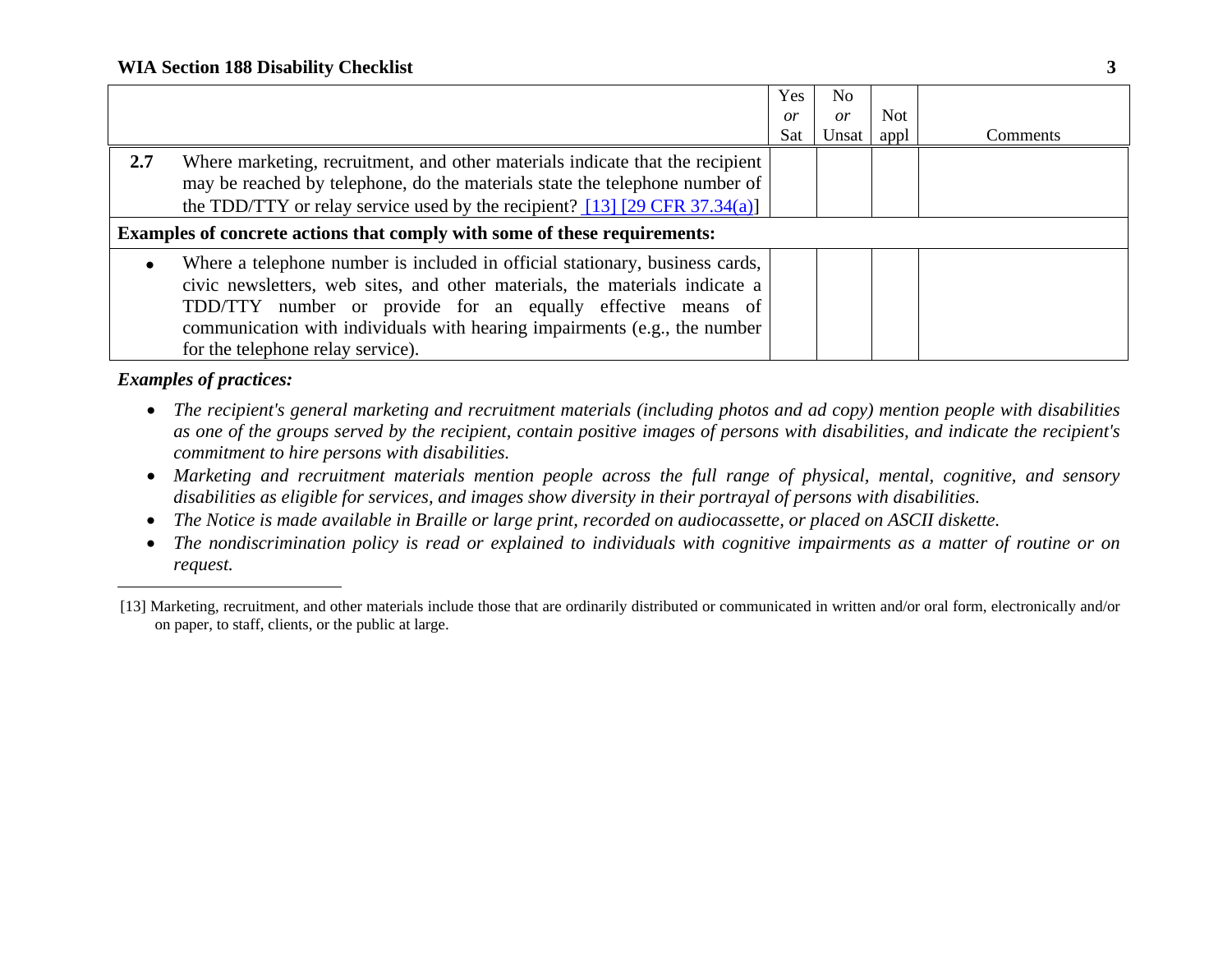| | | Yes *or* Sat | No *or* Unsat | Not appl | Comments |
|---|---|---|---|---|---|
| **2.7** | Where marketing, recruitment, and other materials indicate that the recipient may be reached by telephone, do the materials state the telephone number of the TDD/TTY or relay service used by the recipient? [13] [29 CFR 37.34(a)] | | | | |
| **Examples of concrete actions that comply with some of these requirements:** | | | | | |
| • | Where a telephone number is included in official stationary, business cards, civic newsletters, web sites, and other materials, the materials indicate a TDD/TTY number or provide for an equally effective means of communication with individuals with hearing impairments (e.g., the number for the telephone relay service). | | | | |

***Examples of practices:***

- *The recipient's general marketing and recruitment materials (including photos and ad copy) mention people with disabilities as one of the groups served by the recipient, contain positive images of persons with disabilities, and indicate the recipient's commitment to hire persons with disabilities.*
- *Marketing and recruitment materials mention people across the full range of physical, mental, cognitive, and sensory disabilities as eligible for services, and images show diversity in their portrayal of persons with disabilities.*
- *The Notice is made available in Braille or large print, recorded on audiocassette, or placed on ASCII diskette.*
- *The nondiscrimination policy is read or explained to individuals with cognitive impairments as a matter of routine or on request.*

---

[13] Marketing, recruitment, and other materials include those that are ordinarily distributed or communicated in written and/or oral form, electronically and/or on paper, to staff, clients, or the public at large.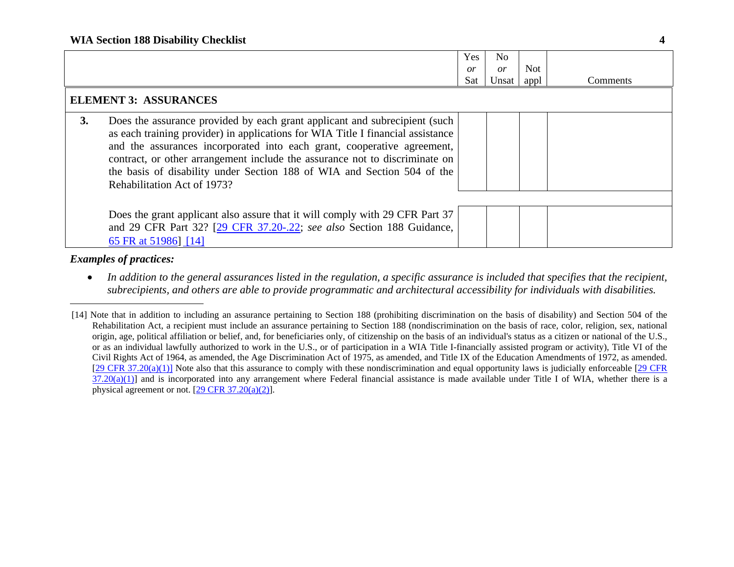| | Yes *or* Sat | No *or* Unsat | Not appl | Comments |
|---|---|---|---|---|
| **ELEMENT 3: ASSURANCES** | | | | |
| **3.** Does the assurance provided by each grant applicant and subrecipient (such as each training provider) in applications for WIA Title I financial assistance and the assurances incorporated into each grant, cooperative agreement, contract, or other arrangement include the assurance not to discriminate on the basis of disability under Section 188 of WIA and Section 504 of the Rehabilitation Act of 1973? | | | | |
| Does the grant applicant also assure that it will comply with 29 CFR Part 37 and 29 CFR Part 32? [29 CFR 37.20-.22; *see also* Section 188 Guidance, 65 FR at 51986] [14] | | | | |

***Examples of practices:***

- *In addition to the general assurances listed in the regulation, a specific assurance is included that specifies that the recipient, subrecipients, and others are able to provide programmatic and architectural accessibility for individuals with disabilities.*

---

[14] Note that in addition to including an assurance pertaining to Section 188 (prohibiting discrimination on the basis of disability) and Section 504 of the Rehabilitation Act, a recipient must include an assurance pertaining to Section 188 (nondiscrimination on the basis of race, color, religion, sex, national origin, age, political affiliation or belief, and, for beneficiaries only, of citizenship on the basis of an individual's status as a citizen or national of the U.S., or as an individual lawfully authorized to work in the U.S., or of participation in a WIA Title I-financially assisted program or activity), Title VI of the Civil Rights Act of 1964, as amended, the Age Discrimination Act of 1975, as amended, and Title IX of the Education Amendments of 1972, as amended. [29 CFR 37.20(a)(1)] Note also that this assurance to comply with these nondiscrimination and equal opportunity laws is judicially enforceable [29 CFR 37.20(a)(1)] and is incorporated into any arrangement where Federal financial assistance is made available under Title I of WIA, whether there is a physical agreement or not. [29 CFR 37.20(a)(2)].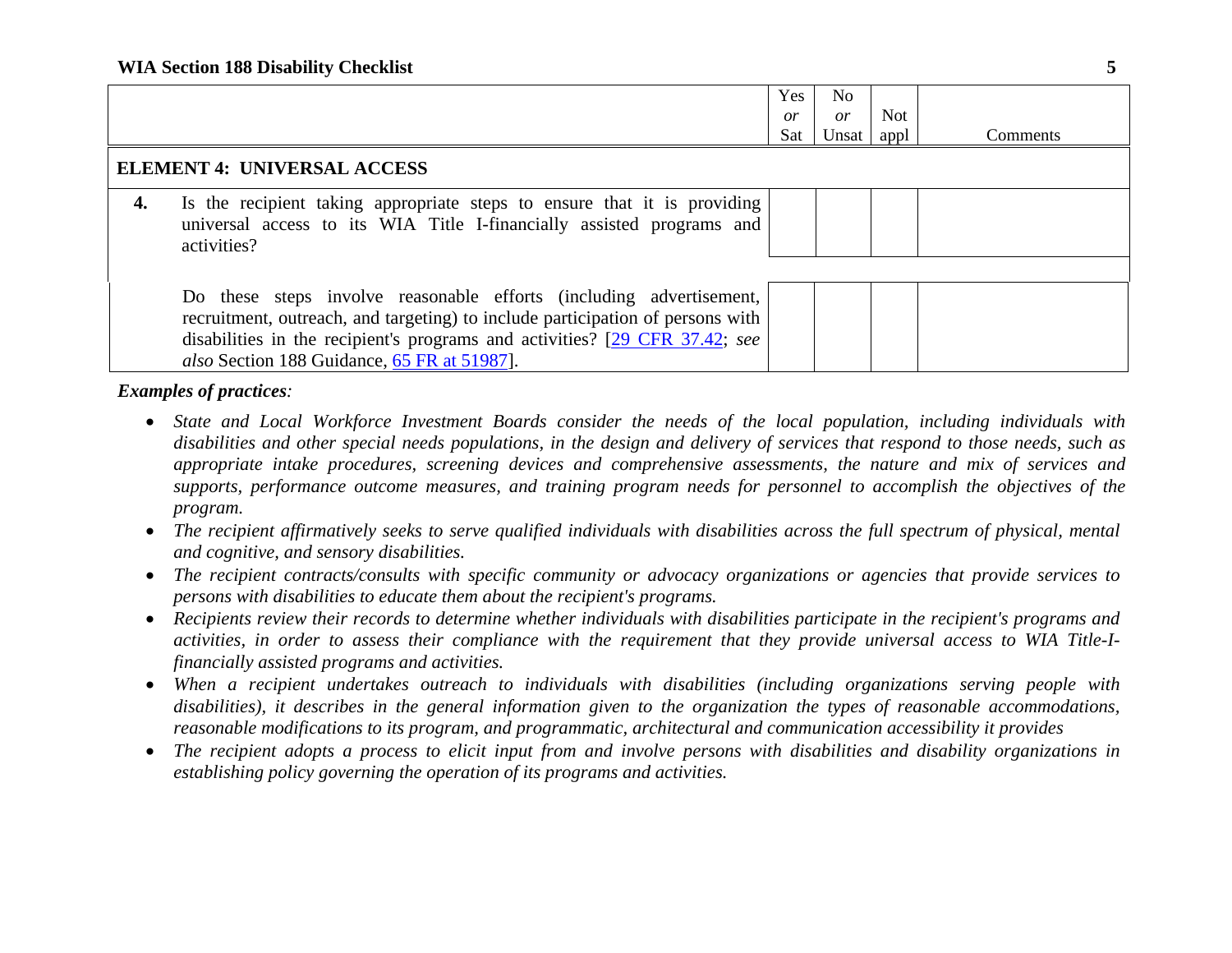| | Yes *or* Sat | No *or* Unsat | Not appl | Comments |
|---|---|---|---|---|
| **ELEMENT 4: UNIVERSAL ACCESS** | | | | |
| **4.** Is the recipient taking appropriate steps to ensure that it is providing universal access to its WIA Title I-financially assisted programs and activities? | | | | |
| Do these steps involve reasonable efforts (including advertisement, recruitment, outreach, and targeting) to include participation of persons with disabilities in the recipient's programs and activities? [29 CFR 37.42; *see also* Section 188 Guidance, 65 FR at 51987]. | | | | |

***Examples of practices:***

- *State and Local Workforce Investment Boards consider the needs of the local population, including individuals with disabilities and other special needs populations, in the design and delivery of services that respond to those needs, such as appropriate intake procedures, screening devices and comprehensive assessments, the nature and mix of services and supports, performance outcome measures, and training program needs for personnel to accomplish the objectives of the program.*
- *The recipient affirmatively seeks to serve qualified individuals with disabilities across the full spectrum of physical, mental and cognitive, and sensory disabilities.*
- *The recipient contracts/consults with specific community or advocacy organizations or agencies that provide services to persons with disabilities to educate them about the recipient's programs.*
- *Recipients review their records to determine whether individuals with disabilities participate in the recipient's programs and activities, in order to assess their compliance with the requirement that they provide universal access to WIA Title-I-financially assisted programs and activities.*
- *When a recipient undertakes outreach to individuals with disabilities (including organizations serving people with disabilities), it describes in the general information given to the organization the types of reasonable accommodations, reasonable modifications to its program, and programmatic, architectural and communication accessibility it provides*
- *The recipient adopts a process to elicit input from and involve persons with disabilities and disability organizations in establishing policy governing the operation of its programs and activities.*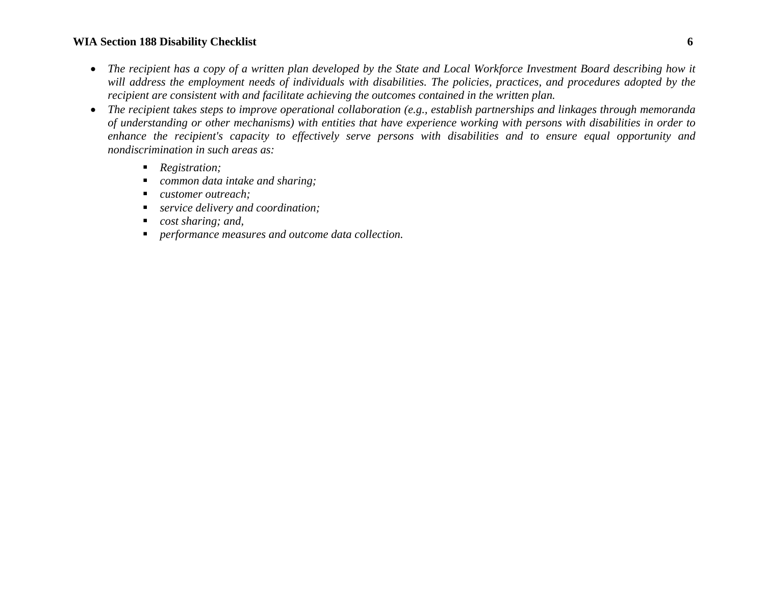- *The recipient has a copy of a written plan developed by the State and Local Workforce Investment Board describing how it will address the employment needs of individuals with disabilities. The policies, practices, and procedures adopted by the recipient are consistent with and facilitate achieving the outcomes contained in the written plan.*
- *The recipient takes steps to improve operational collaboration (e.g., establish partnerships and linkages through memoranda of understanding or other mechanisms) with entities that have experience working with persons with disabilities in order to enhance the recipient's capacity to effectively serve persons with disabilities and to ensure equal opportunity and nondiscrimination in such areas as:*
  - *Registration;*
  - *common data intake and sharing;*
  - *customer outreach;*
  - *service delivery and coordination;*
  - *cost sharing; and,*
  - *performance measures and outcome data collection.*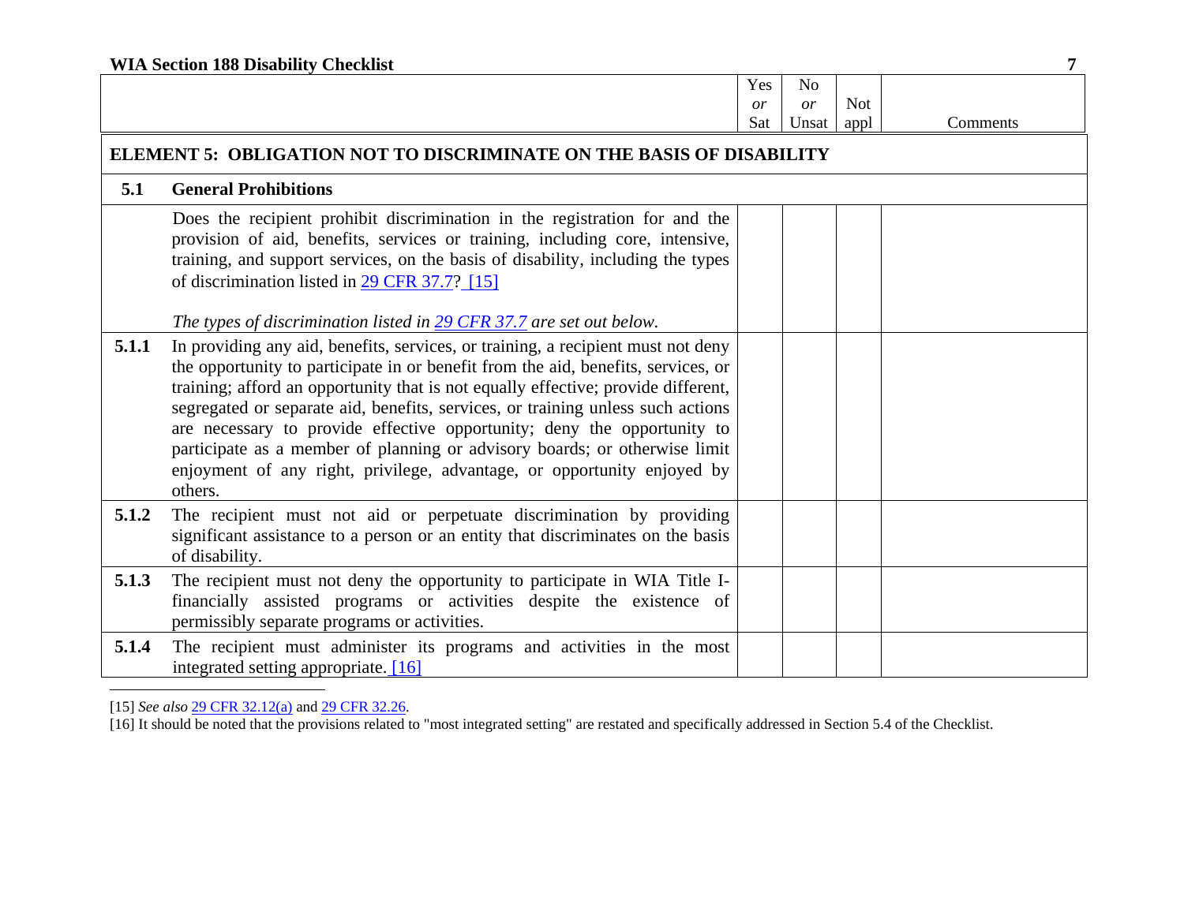|  |  | Yes *or* Sat | No *or* Unsat | Not appl | Comments |
|---|---|---|---|---|---|
| **ELEMENT 5: OBLIGATION NOT TO DISCRIMINATE ON THE BASIS OF DISABILITY** | | | | | |
| **5.1** | **General Prohibitions** | | | | |
|  | Does the recipient prohibit discrimination in the registration for and the provision of aid, benefits, services or training, including core, intensive, training, and support services, on the basis of disability, including the types of discrimination listed in 29 CFR 37.7? [15]<br><br>*The types of discrimination listed in 29 CFR 37.7 are set out below.* | | | | |
| **5.1.1** | In providing any aid, benefits, services, or training, a recipient must not deny the opportunity to participate in or benefit from the aid, benefits, services, or training; afford an opportunity that is not equally effective; provide different, segregated or separate aid, benefits, services, or training unless such actions are necessary to provide effective opportunity; deny the opportunity to participate as a member of planning or advisory boards; or otherwise limit enjoyment of any right, privilege, advantage, or opportunity enjoyed by others. | | | | |
| **5.1.2** | The recipient must not aid or perpetuate discrimination by providing significant assistance to a person or an entity that discriminates on the basis of disability. | | | | |
| **5.1.3** | The recipient must not deny the opportunity to participate in WIA Title I-financially assisted programs or activities despite the existence of permissibly separate programs or activities. | | | | |
| **5.1.4** | The recipient must administer its programs and activities in the most integrated setting appropriate. [16] | | | | |

[15] *See also* 29 CFR 32.12(a) and 29 CFR 32.26.

[16] It should be noted that the provisions related to "most integrated setting" are restated and specifically addressed in Section 5.4 of the Checklist.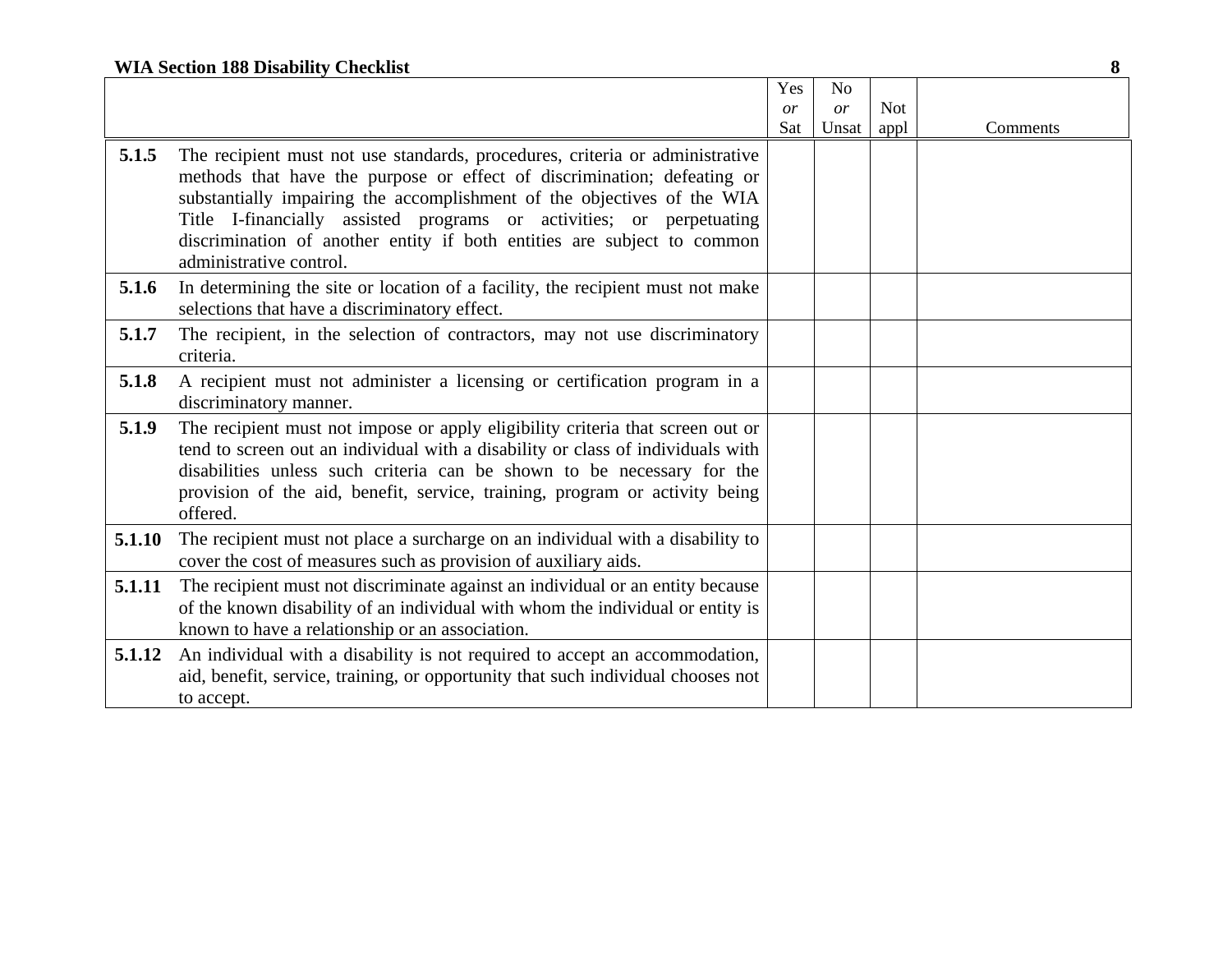| | | Yes *or* Sat | No *or* Unsat | Not appl | Comments |
|---|---|---|---|---|---|
| **5.1.5** | The recipient must not use standards, procedures, criteria or administrative methods that have the purpose or effect of discrimination; defeating or substantially impairing the accomplishment of the objectives of the WIA Title I-financially assisted programs or activities; or perpetuating discrimination of another entity if both entities are subject to common administrative control. | | | | |
| **5.1.6** | In determining the site or location of a facility, the recipient must not make selections that have a discriminatory effect. | | | | |
| **5.1.7** | The recipient, in the selection of contractors, may not use discriminatory criteria. | | | | |
| **5.1.8** | A recipient must not administer a licensing or certification program in a discriminatory manner. | | | | |
| **5.1.9** | The recipient must not impose or apply eligibility criteria that screen out or tend to screen out an individual with a disability or class of individuals with disabilities unless such criteria can be shown to be necessary for the provision of the aid, benefit, service, training, program or activity being offered. | | | | |
| **5.1.10** | The recipient must not place a surcharge on an individual with a disability to cover the cost of measures such as provision of auxiliary aids. | | | | |
| **5.1.11** | The recipient must not discriminate against an individual or an entity because of the known disability of an individual with whom the individual or entity is known to have a relationship or an association. | | | | |
| **5.1.12** | An individual with a disability is not required to accept an accommodation, aid, benefit, service, training, or opportunity that such individual chooses not to accept. | | | | |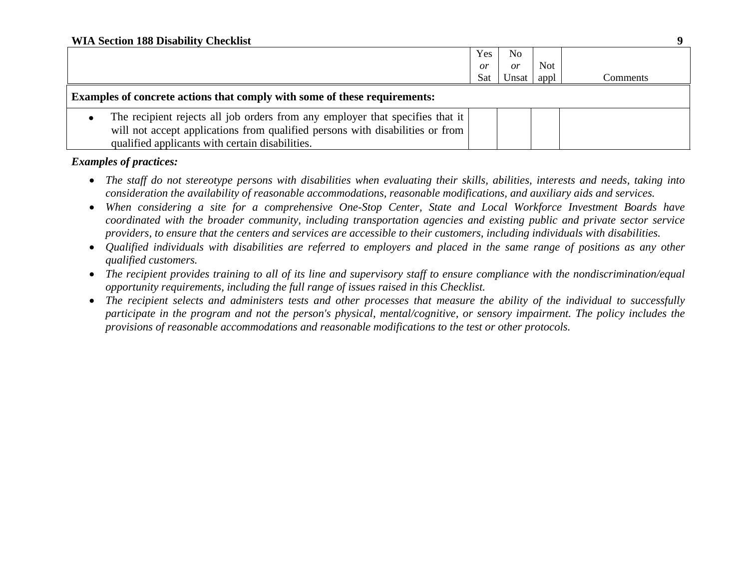| | Yes *or* Sat | No *or* Unsat | Not appl | Comments |
|---|---|---|---|---|
| **Examples of concrete actions that comply with some of these requirements:** | | | | |
| • The recipient rejects all job orders from any employer that specifies that it will not accept applications from qualified persons with disabilities or from qualified applicants with certain disabilities. | | | | |

***Examples of practices:***

- *The staff do not stereotype persons with disabilities when evaluating their skills, abilities, interests and needs, taking into consideration the availability of reasonable accommodations, reasonable modifications, and auxiliary aids and services.*
- *When considering a site for a comprehensive One-Stop Center, State and Local Workforce Investment Boards have coordinated with the broader community, including transportation agencies and existing public and private sector service providers, to ensure that the centers and services are accessible to their customers, including individuals with disabilities.*
- *Qualified individuals with disabilities are referred to employers and placed in the same range of positions as any other qualified customers.*
- *The recipient provides training to all of its line and supervisory staff to ensure compliance with the nondiscrimination/equal opportunity requirements, including the full range of issues raised in this Checklist.*
- *The recipient selects and administers tests and other processes that measure the ability of the individual to successfully participate in the program and not the person's physical, mental/cognitive, or sensory impairment. The policy includes the provisions of reasonable accommodations and reasonable modifications to the test or other protocols.*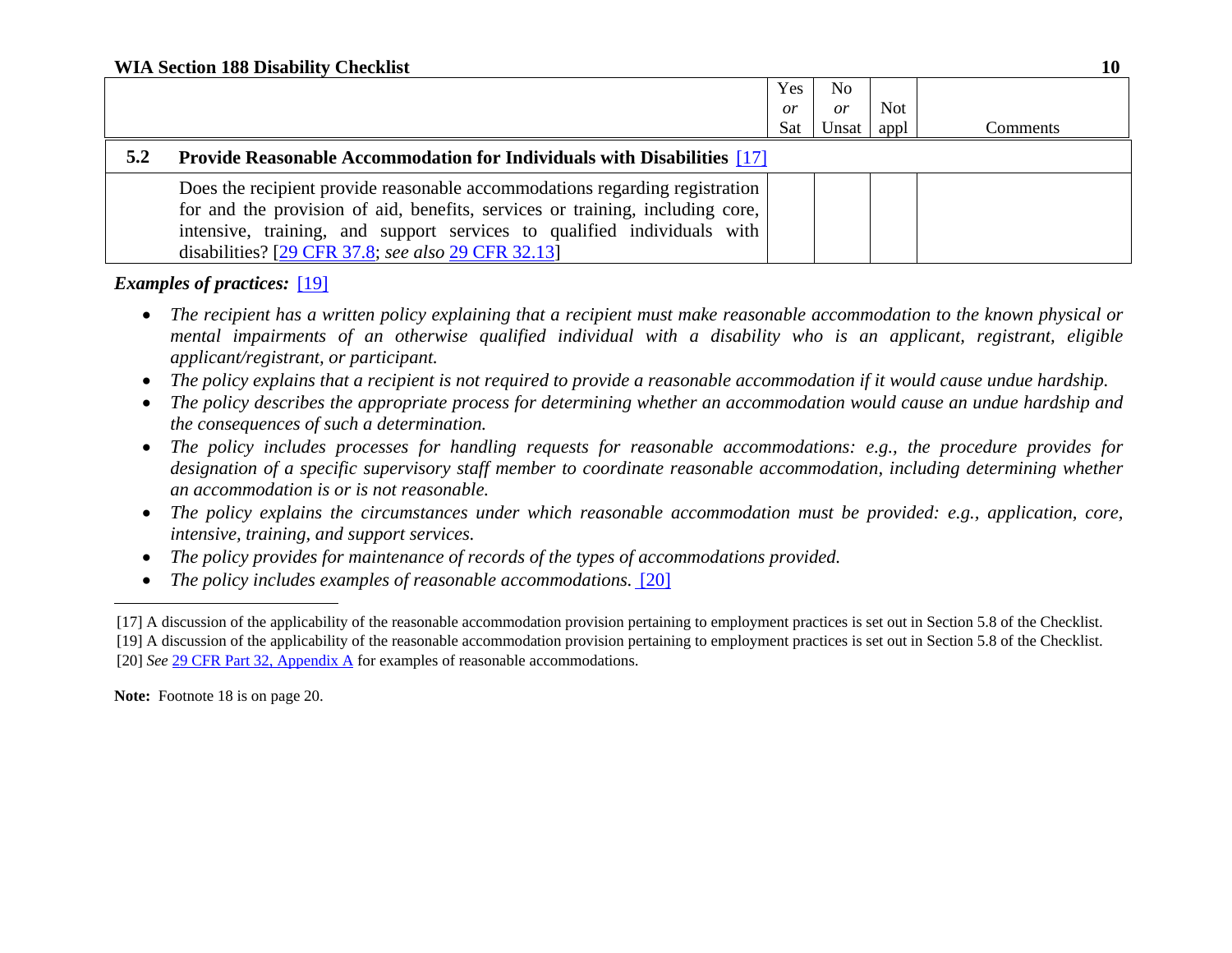| | Yes *or* Sat | No *or* Unsat | Not appl | Comments |
|---|---|---|---|---|
| **5.2 Provide Reasonable Accommodation for Individuals with Disabilities** [17] | | | | |
| Does the recipient provide reasonable accommodations regarding registration for and the provision of aid, benefits, services or training, including core, intensive, training, and support services to qualified individuals with disabilities? [29 CFR 37.8; *see also* 29 CFR 32.13] | | | | |

***Examples of practices:*** [19]

- *The recipient has a written policy explaining that a recipient must make reasonable accommodation to the known physical or mental impairments of an otherwise qualified individual with a disability who is an applicant, registrant, eligible applicant/registrant, or participant.*
- *The policy explains that a recipient is not required to provide a reasonable accommodation if it would cause undue hardship.*
- *The policy describes the appropriate process for determining whether an accommodation would cause an undue hardship and the consequences of such a determination.*
- *The policy includes processes for handling requests for reasonable accommodations: e.g., the procedure provides for designation of a specific supervisory staff member to coordinate reasonable accommodation, including determining whether an accommodation is or is not reasonable.*
- *The policy explains the circumstances under which reasonable accommodation must be provided: e.g., application, core, intensive, training, and support services.*
- *The policy provides for maintenance of records of the types of accommodations provided.*
- *The policy includes examples of reasonable accommodations.* [20]

---

[17] A discussion of the applicability of the reasonable accommodation provision pertaining to employment practices is set out in Section 5.8 of the Checklist.

[19] A discussion of the applicability of the reasonable accommodation provision pertaining to employment practices is set out in Section 5.8 of the Checklist.

[20] *See* 29 CFR Part 32, Appendix A for examples of reasonable accommodations.

**Note:** Footnote 18 is on page 20.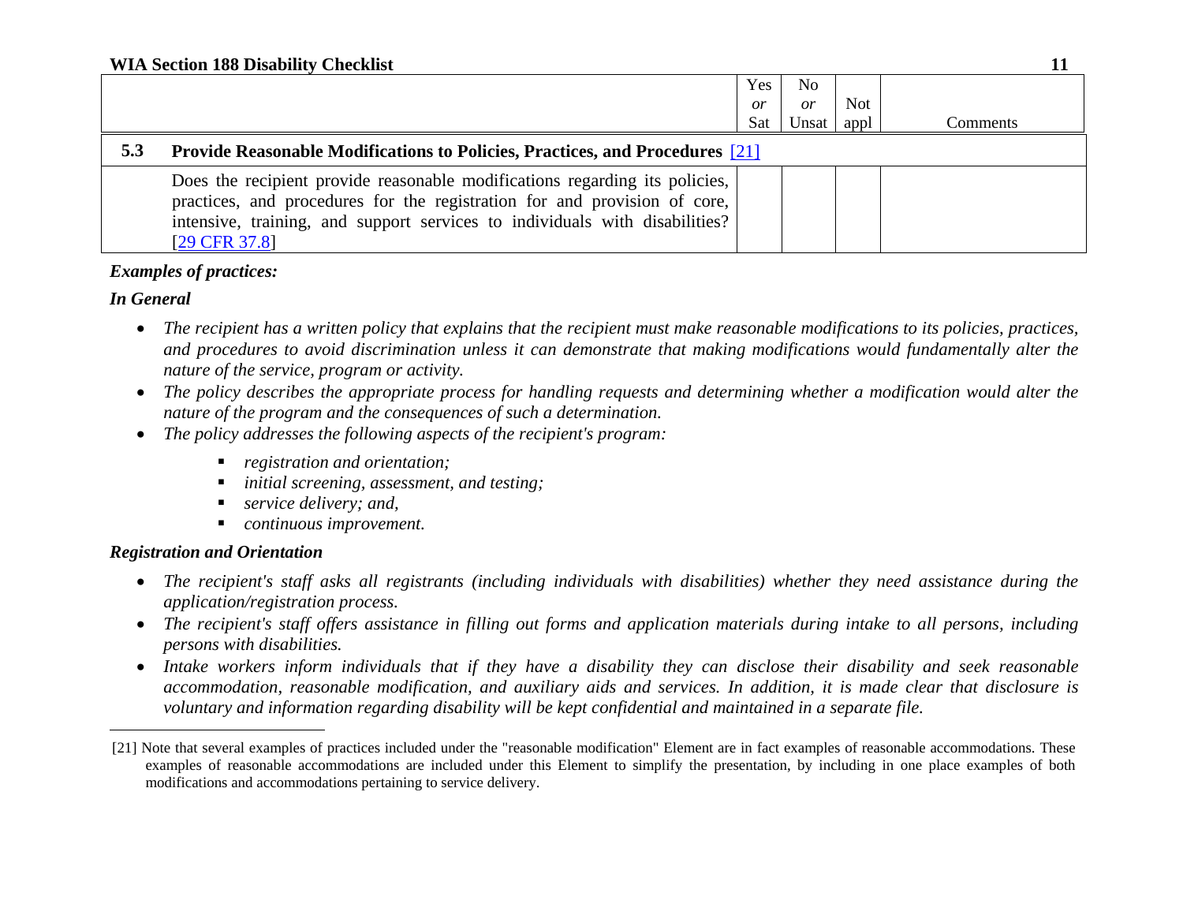| | | Yes *or* Sat | No *or* Unsat | Not appl | Comments |
|---|---|---|---|---|---|
| **5.3** | **Provide Reasonable Modifications to Policies, Practices, and Procedures** [21] | | | | |
| | Does the recipient provide reasonable modifications regarding its policies, practices, and procedures for the registration for and provision of core, intensive, training, and support services to individuals with disabilities? [29 CFR 37.8] | | | | |

***Examples of practices:***

***In General***

- *The recipient has a written policy that explains that the recipient must make reasonable modifications to its policies, practices, and procedures to avoid discrimination unless it can demonstrate that making modifications would fundamentally alter the nature of the service, program or activity.*
- *The policy describes the appropriate process for handling requests and determining whether a modification would alter the nature of the program and the consequences of such a determination.*
- *The policy addresses the following aspects of the recipient's program:*
  - *registration and orientation;*
  - *initial screening, assessment, and testing;*
  - *service delivery; and,*
  - *continuous improvement.*

***Registration and Orientation***

- *The recipient's staff asks all registrants (including individuals with disabilities) whether they need assistance during the application/registration process.*
- *The recipient's staff offers assistance in filling out forms and application materials during intake to all persons, including persons with disabilities.*
- *Intake workers inform individuals that if they have a disability they can disclose their disability and seek reasonable accommodation, reasonable modification, and auxiliary aids and services. In addition, it is made clear that disclosure is voluntary and information regarding disability will be kept confidential and maintained in a separate file.*

---

[21] Note that several examples of practices included under the "reasonable modification" Element are in fact examples of reasonable accommodations. These examples of reasonable accommodations are included under this Element to simplify the presentation, by including in one place examples of both modifications and accommodations pertaining to service delivery.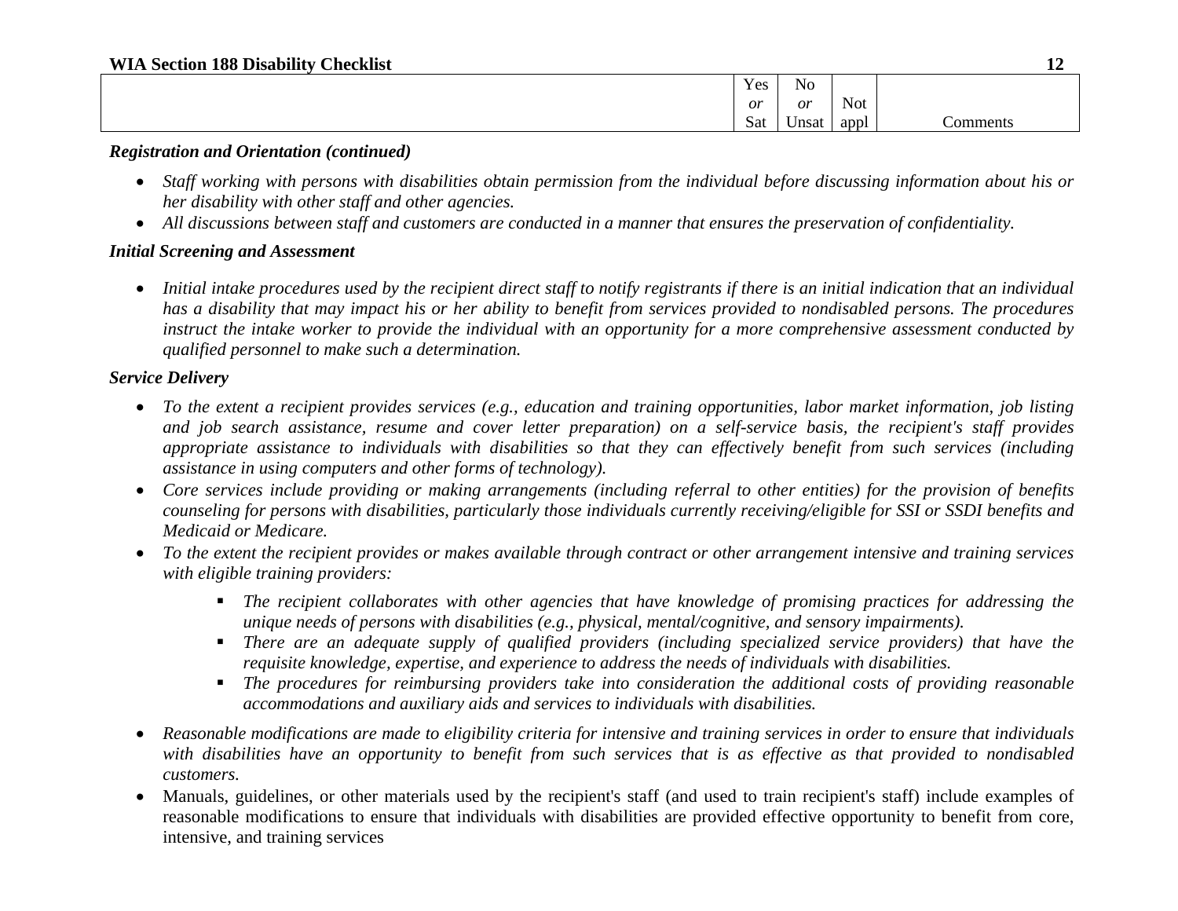| | Yes *or* Sat | No *or* Unsat | Not appl | Comments |
|---|---|---|---|---|

***Registration and Orientation (continued)***

- *Staff working with persons with disabilities obtain permission from the individual before discussing information about his or her disability with other staff and other agencies.*
- *All discussions between staff and customers are conducted in a manner that ensures the preservation of confidentiality.*

***Initial Screening and Assessment***

- *Initial intake procedures used by the recipient direct staff to notify registrants if there is an initial indication that an individual has a disability that may impact his or her ability to benefit from services provided to nondisabled persons. The procedures instruct the intake worker to provide the individual with an opportunity for a more comprehensive assessment conducted by qualified personnel to make such a determination.*

***Service Delivery***

- *To the extent a recipient provides services (e.g., education and training opportunities, labor market information, job listing and job search assistance, resume and cover letter preparation) on a self-service basis, the recipient's staff provides appropriate assistance to individuals with disabilities so that they can effectively benefit from such services (including assistance in using computers and other forms of technology).*
- *Core services include providing or making arrangements (including referral to other entities) for the provision of benefits counseling for persons with disabilities, particularly those individuals currently receiving/eligible for SSI or SSDI benefits and Medicaid or Medicare.*
- *To the extent the recipient provides or makes available through contract or other arrangement intensive and training services with eligible training providers:*
  - *The recipient collaborates with other agencies that have knowledge of promising practices for addressing the unique needs of persons with disabilities (e.g., physical, mental/cognitive, and sensory impairments).*
  - *There are an adequate supply of qualified providers (including specialized service providers) that have the requisite knowledge, expertise, and experience to address the needs of individuals with disabilities.*
  - *The procedures for reimbursing providers take into consideration the additional costs of providing reasonable accommodations and auxiliary aids and services to individuals with disabilities.*
- *Reasonable modifications are made to eligibility criteria for intensive and training services in order to ensure that individuals with disabilities have an opportunity to benefit from such services that is as effective as that provided to nondisabled customers.*
- Manuals, guidelines, or other materials used by the recipient's staff (and used to train recipient's staff) include examples of reasonable modifications to ensure that individuals with disabilities are provided effective opportunity to benefit from core, intensive, and training services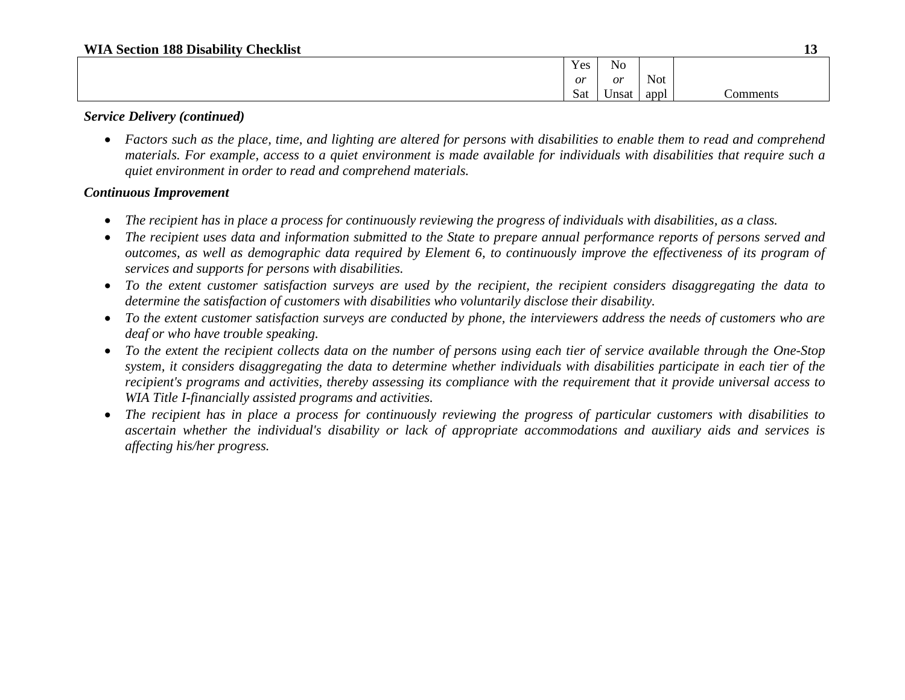| | Yes *or* Sat | No *or* Unsat | Not appl | Comments |
|---|---|---|---|---|

***Service Delivery (continued)***

- *Factors such as the place, time, and lighting are altered for persons with disabilities to enable them to read and comprehend materials. For example, access to a quiet environment is made available for individuals with disabilities that require such a quiet environment in order to read and comprehend materials.*

***Continuous Improvement***

- *The recipient has in place a process for continuously reviewing the progress of individuals with disabilities, as a class.*
- *The recipient uses data and information submitted to the State to prepare annual performance reports of persons served and outcomes, as well as demographic data required by Element 6, to continuously improve the effectiveness of its program of services and supports for persons with disabilities.*
- *To the extent customer satisfaction surveys are used by the recipient, the recipient considers disaggregating the data to determine the satisfaction of customers with disabilities who voluntarily disclose their disability.*
- *To the extent customer satisfaction surveys are conducted by phone, the interviewers address the needs of customers who are deaf or who have trouble speaking.*
- *To the extent the recipient collects data on the number of persons using each tier of service available through the One-Stop system, it considers disaggregating the data to determine whether individuals with disabilities participate in each tier of the recipient's programs and activities, thereby assessing its compliance with the requirement that it provide universal access to WIA Title I-financially assisted programs and activities.*
- *The recipient has in place a process for continuously reviewing the progress of particular customers with disabilities to ascertain whether the individual's disability or lack of appropriate accommodations and auxiliary aids and services is affecting his/her progress.*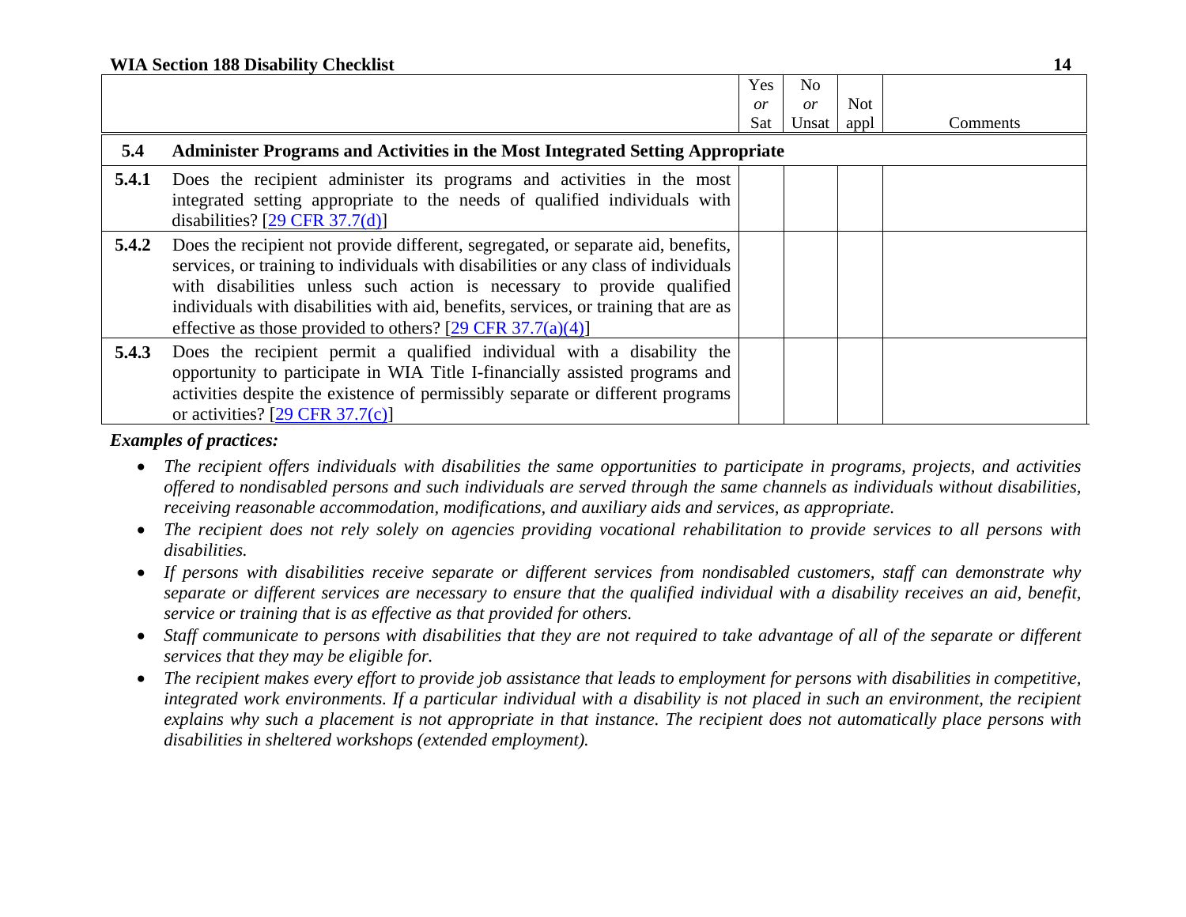| | | Yes *or* Sat | No *or* Unsat | Not appl | Comments |
|---|---|---|---|---|---|
| **5.4** | **Administer Programs and Activities in the Most Integrated Setting Appropriate** | | | | |
| **5.4.1** | Does the recipient administer its programs and activities in the most integrated setting appropriate to the needs of qualified individuals with disabilities? [29 CFR 37.7(d)] | | | | |
| **5.4.2** | Does the recipient not provide different, segregated, or separate aid, benefits, services, or training to individuals with disabilities or any class of individuals with disabilities unless such action is necessary to provide qualified individuals with disabilities with aid, benefits, services, or training that are as effective as those provided to others? [29 CFR 37.7(a)(4)] | | | | |
| **5.4.3** | Does the recipient permit a qualified individual with a disability the opportunity to participate in WIA Title I-financially assisted programs and activities despite the existence of permissibly separate or different programs or activities? [29 CFR 37.7(c)] | | | | |

***Examples of practices:***

- *The recipient offers individuals with disabilities the same opportunities to participate in programs, projects, and activities offered to nondisabled persons and such individuals are served through the same channels as individuals without disabilities, receiving reasonable accommodation, modifications, and auxiliary aids and services, as appropriate.*
- *The recipient does not rely solely on agencies providing vocational rehabilitation to provide services to all persons with disabilities.*
- *If persons with disabilities receive separate or different services from nondisabled customers, staff can demonstrate why separate or different services are necessary to ensure that the qualified individual with a disability receives an aid, benefit, service or training that is as effective as that provided for others.*
- *Staff communicate to persons with disabilities that they are not required to take advantage of all of the separate or different services that they may be eligible for.*
- *The recipient makes every effort to provide job assistance that leads to employment for persons with disabilities in competitive, integrated work environments. If a particular individual with a disability is not placed in such an environment, the recipient explains why such a placement is not appropriate in that instance. The recipient does not automatically place persons with disabilities in sheltered workshops (extended employment).*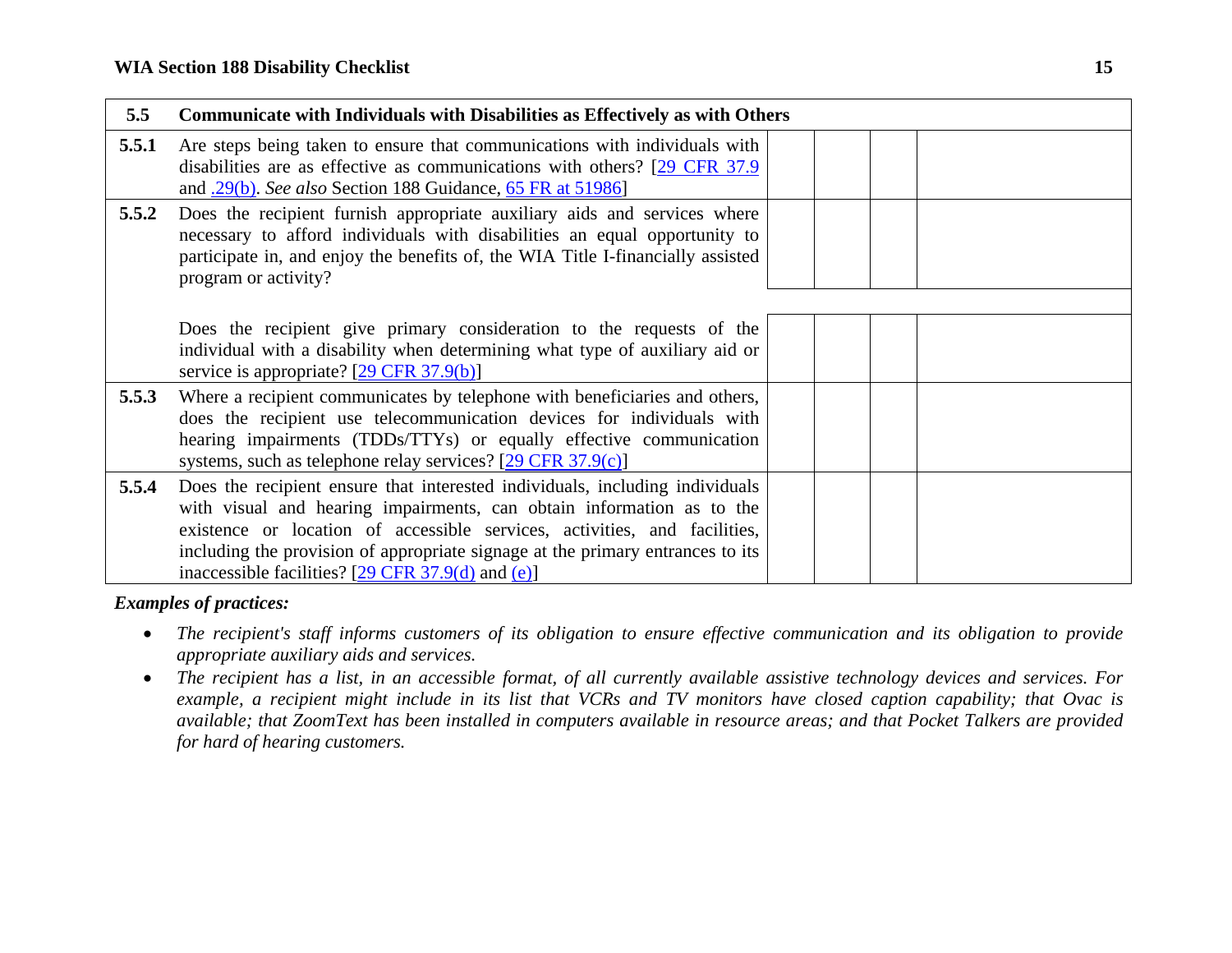| 5.5 | Communicate with Individuals with Disabilities as Effectively as with Others | | | | |
|---|---|---|---|---|---|
| **5.5.1** | Are steps being taken to ensure that communications with individuals with disabilities are as effective as communications with others? [29 CFR 37.9 and .29(b). *See also* Section 188 Guidance, 65 FR at 51986] | | | | |
| **5.5.2** | Does the recipient furnish appropriate auxiliary aids and services where necessary to afford individuals with disabilities an equal opportunity to participate in, and enjoy the benefits of, the WIA Title I-financially assisted program or activity? | | | | |
| | Does the recipient give primary consideration to the requests of the individual with a disability when determining what type of auxiliary aid or service is appropriate? [29 CFR 37.9(b)] | | | | |
| **5.5.3** | Where a recipient communicates by telephone with beneficiaries and others, does the recipient use telecommunication devices for individuals with hearing impairments (TDDs/TTYs) or equally effective communication systems, such as telephone relay services? [29 CFR 37.9(c)] | | | | |
| **5.5.4** | Does the recipient ensure that interested individuals, including individuals with visual and hearing impairments, can obtain information as to the existence or location of accessible services, activities, and facilities, including the provision of appropriate signage at the primary entrances to its inaccessible facilities? [29 CFR 37.9(d) and (e)] | | | | |

***Examples of practices:***

- *The recipient's staff informs customers of its obligation to ensure effective communication and its obligation to provide appropriate auxiliary aids and services.*
- *The recipient has a list, in an accessible format, of all currently available assistive technology devices and services. For example, a recipient might include in its list that VCRs and TV monitors have closed caption capability; that Ovac is available; that ZoomText has been installed in computers available in resource areas; and that Pocket Talkers are provided for hard of hearing customers.*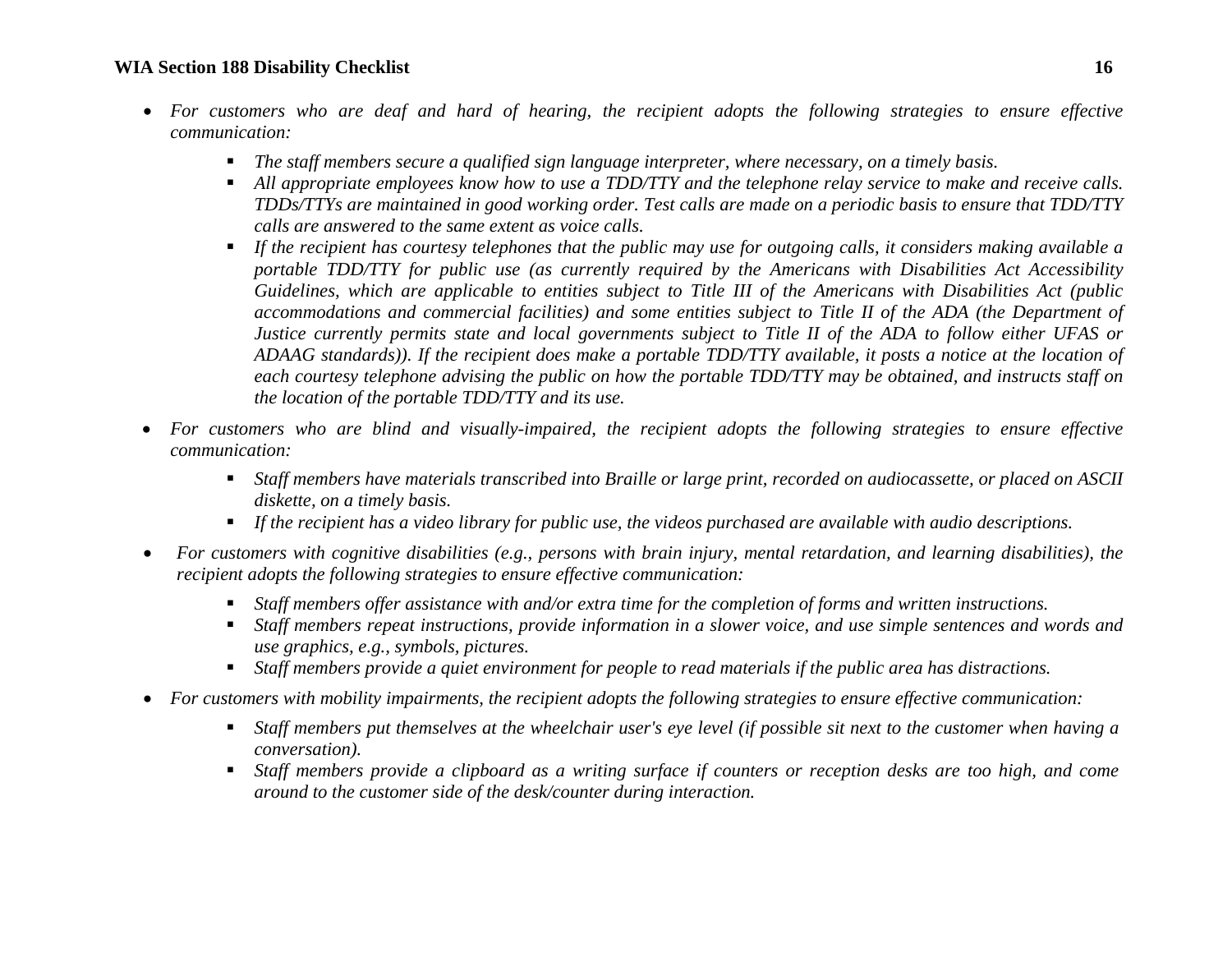- *For customers who are deaf and hard of hearing, the recipient adopts the following strategies to ensure effective communication:*
    - *The staff members secure a qualified sign language interpreter, where necessary, on a timely basis.*
    - *All appropriate employees know how to use a TDD/TTY and the telephone relay service to make and receive calls. TDDs/TTYs are maintained in good working order. Test calls are made on a periodic basis to ensure that TDD/TTY calls are answered to the same extent as voice calls.*
    - *If the recipient has courtesy telephones that the public may use for outgoing calls, it considers making available a portable TDD/TTY for public use (as currently required by the Americans with Disabilities Act Accessibility Guidelines, which are applicable to entities subject to Title III of the Americans with Disabilities Act (public accommodations and commercial facilities) and some entities subject to Title II of the ADA (the Department of Justice currently permits state and local governments subject to Title II of the ADA to follow either UFAS or ADAAG standards)). If the recipient does make a portable TDD/TTY available, it posts a notice at the location of each courtesy telephone advising the public on how the portable TDD/TTY may be obtained, and instructs staff on the location of the portable TDD/TTY and its use.*

- *For customers who are blind and visually-impaired, the recipient adopts the following strategies to ensure effective communication:*
    - *Staff members have materials transcribed into Braille or large print, recorded on audiocassette, or placed on ASCII diskette, on a timely basis.*
    - *If the recipient has a video library for public use, the videos purchased are available with audio descriptions.*

- *For customers with cognitive disabilities (e.g., persons with brain injury, mental retardation, and learning disabilities), the recipient adopts the following strategies to ensure effective communication:*
    - *Staff members offer assistance with and/or extra time for the completion of forms and written instructions.*
    - *Staff members repeat instructions, provide information in a slower voice, and use simple sentences and words and use graphics, e.g., symbols, pictures.*
    - *Staff members provide a quiet environment for people to read materials if the public area has distractions.*

- *For customers with mobility impairments, the recipient adopts the following strategies to ensure effective communication:*
    - *Staff members put themselves at the wheelchair user's eye level (if possible sit next to the customer when having a conversation).*
    - *Staff members provide a clipboard as a writing surface if counters or reception desks are too high, and come around to the customer side of the desk/counter during interaction.*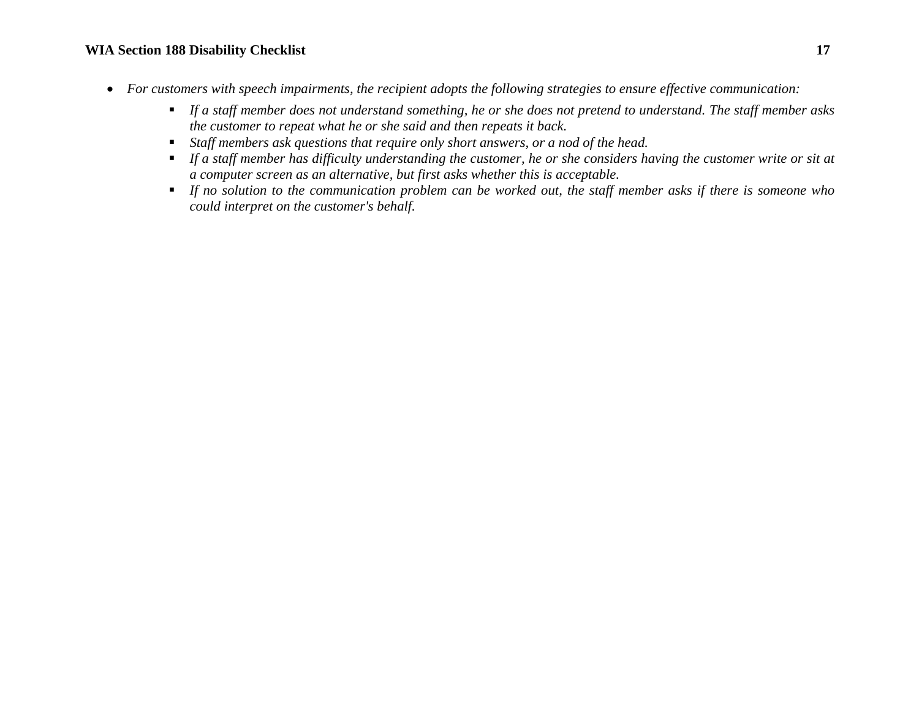- *For customers with speech impairments, the recipient adopts the following strategies to ensure effective communication:*
  - *If a staff member does not understand something, he or she does not pretend to understand. The staff member asks the customer to repeat what he or she said and then repeats it back.*
  - *Staff members ask questions that require only short answers, or a nod of the head.*
  - *If a staff member has difficulty understanding the customer, he or she considers having the customer write or sit at a computer screen as an alternative, but first asks whether this is acceptable.*
  - *If no solution to the communication problem can be worked out, the staff member asks if there is someone who could interpret on the customer's behalf.*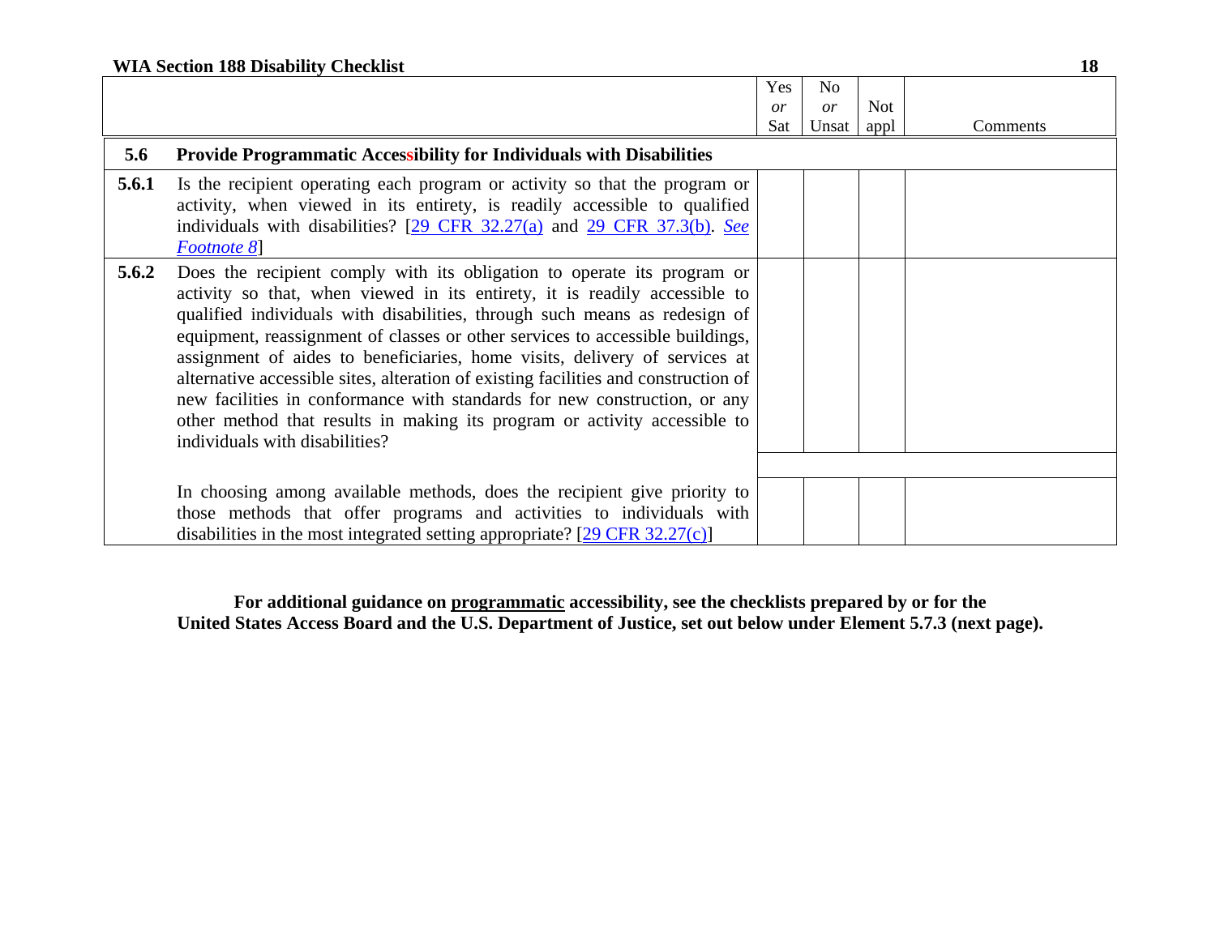| | | Yes *or* Sat | No *or* Unsat | Not appl | Comments |
|---|---|---|---|---|---|
| **5.6** | **Provide Programmatic Accessibility for Individuals with Disabilities** | | | | |
| **5.6.1** | Is the recipient operating each program or activity so that the program or activity, when viewed in its entirety, is readily accessible to qualified individuals with disabilities? [29 CFR 32.27(a) and 29 CFR 37.3(b). *See Footnote 8*] | | | | |
| **5.6.2** | Does the recipient comply with its obligation to operate its program or activity so that, when viewed in its entirety, it is readily accessible to qualified individuals with disabilities, through such means as redesign of equipment, reassignment of classes or other services to accessible buildings, assignment of aides to beneficiaries, home visits, delivery of services at alternative accessible sites, alteration of existing facilities and construction of new facilities in conformance with standards for new construction, or any other method that results in making its program or activity accessible to individuals with disabilities? | | | | |
| | In choosing among available methods, does the recipient give priority to those methods that offer programs and activities to individuals with disabilities in the most integrated setting appropriate? [29 CFR 32.27(c)] | | | | |

**For additional guidance on programmatic accessibility, see the checklists prepared by or for the United States Access Board and the U.S. Department of Justice, set out below under Element 5.7.3 (next page).**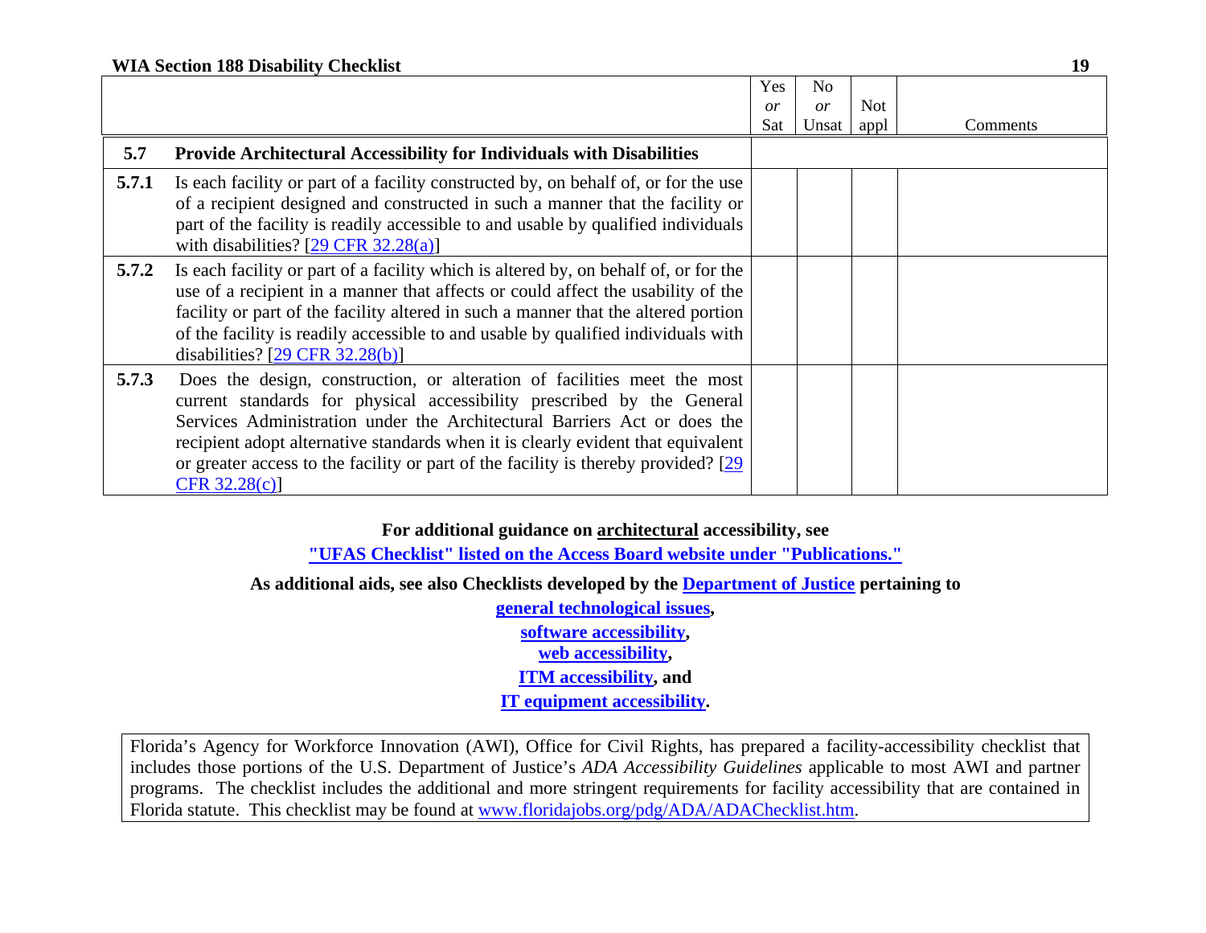| | | Yes *or* Sat | No *or* Unsat | Not appl | Comments |
|---|---|---|---|---|---|
| **5.7** | **Provide Architectural Accessibility for Individuals with Disabilities** | | | | |
| **5.7.1** | Is each facility or part of a facility constructed by, on behalf of, or for the use of a recipient designed and constructed in such a manner that the facility or part of the facility is readily accessible to and usable by qualified individuals with disabilities? [29 CFR 32.28(a)] | | | | |
| **5.7.2** | Is each facility or part of a facility which is altered by, on behalf of, or for the use of a recipient in a manner that affects or could affect the usability of the facility or part of the facility altered in such a manner that the altered portion of the facility is readily accessible to and usable by qualified individuals with disabilities? [29 CFR 32.28(b)] | | | | |
| **5.7.3** | Does the design, construction, or alteration of facilities meet the most current standards for physical accessibility prescribed by the General Services Administration under the Architectural Barriers Act or does the recipient adopt alternative standards when it is clearly evident that equivalent or greater access to the facility or part of the facility is thereby provided? [29 CFR 32.28(c)] | | | | |

**For additional guidance on architectural accessibility, see**
**"UFAS Checklist" listed on the Access Board website under "Publications."**

**As additional aids, see also Checklists developed by the Department of Justice pertaining to**
**general technological issues,**
**software accessibility,**
**web accessibility,**
**ITM accessibility, and**
**IT equipment accessibility.**

Florida's Agency for Workforce Innovation (AWI), Office for Civil Rights, has prepared a facility-accessibility checklist that includes those portions of the U.S. Department of Justice's *ADA Accessibility Guidelines* applicable to most AWI and partner programs. The checklist includes the additional and more stringent requirements for facility accessibility that are contained in Florida statute. This checklist may be found at www.floridajobs.org/pdg/ADA/ADAChecklist.htm.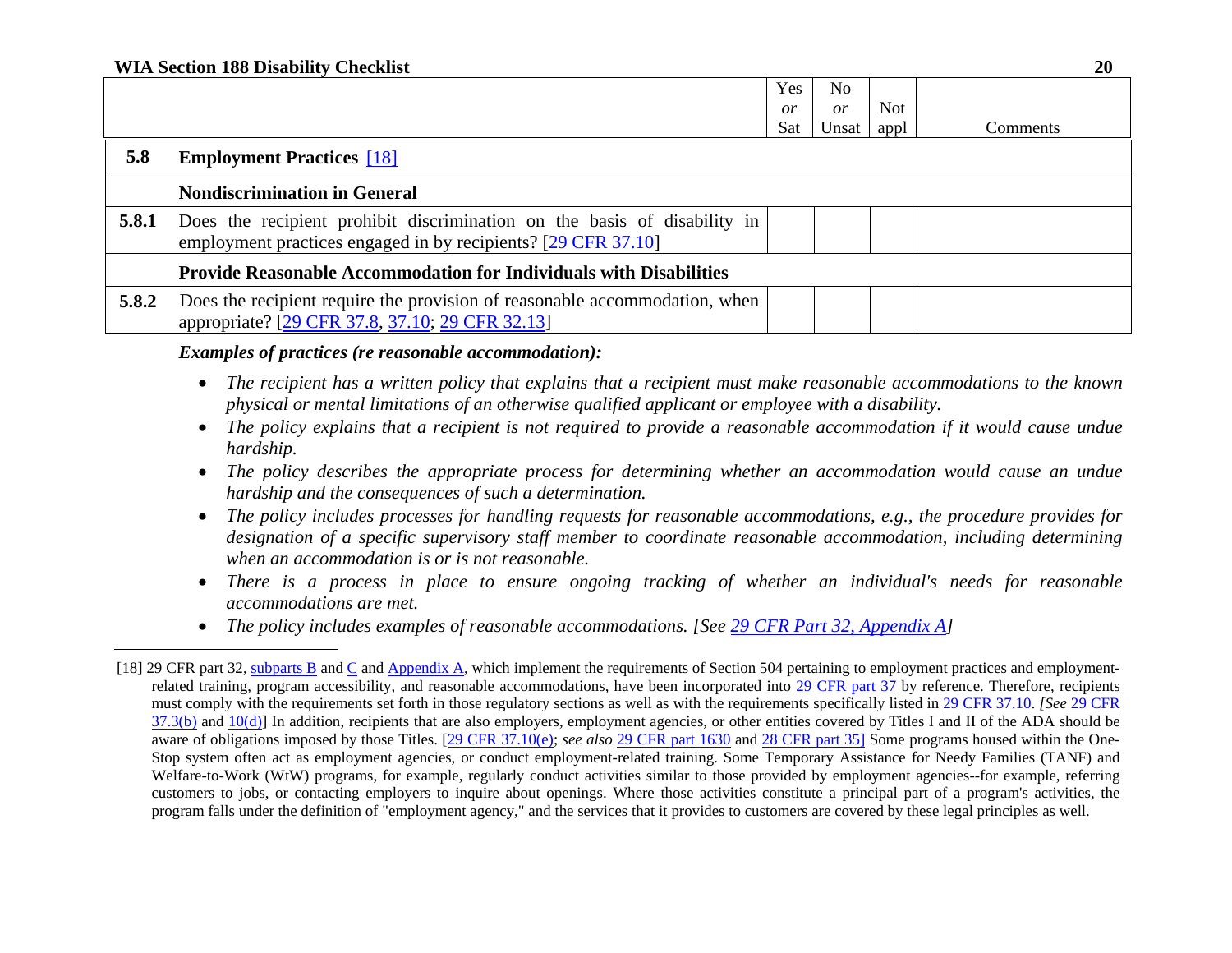| | | Yes *or* Sat | No *or* Unsat | Not appl | Comments |
|---|---|---|---|---|---|
| **5.8** | **Employment Practices** [18] | | | | |
| | **Nondiscrimination in General** | | | | |
| **5.8.1** | Does the recipient prohibit discrimination on the basis of disability in employment practices engaged in by recipients? [29 CFR 37.10] | | | | |
| | **Provide Reasonable Accommodation for Individuals with Disabilities** | | | | |
| **5.8.2** | Does the recipient require the provision of reasonable accommodation, when appropriate? [29 CFR 37.8, 37.10; 29 CFR 32.13] | | | | |

***Examples of practices (re reasonable accommodation):***

- *The recipient has a written policy that explains that a recipient must make reasonable accommodations to the known physical or mental limitations of an otherwise qualified applicant or employee with a disability.*
- *The policy explains that a recipient is not required to provide a reasonable accommodation if it would cause undue hardship.*
- *The policy describes the appropriate process for determining whether an accommodation would cause an undue hardship and the consequences of such a determination.*
- *The policy includes processes for handling requests for reasonable accommodations, e.g., the procedure provides for designation of a specific supervisory staff member to coordinate reasonable accommodation, including determining when an accommodation is or is not reasonable.*
- *There is a process in place to ensure ongoing tracking of whether an individual's needs for reasonable accommodations are met.*
- *The policy includes examples of reasonable accommodations. [See 29 CFR Part 32, Appendix A]*

---

[18] 29 CFR part 32, subparts B and C and Appendix A, which implement the requirements of Section 504 pertaining to employment practices and employment-related training, program accessibility, and reasonable accommodations, have been incorporated into 29 CFR part 37 by reference. Therefore, recipients must comply with the requirements set forth in those regulatory sections as well as with the requirements specifically listed in 29 CFR 37.10. *[See* 29 CFR 37.3(b) and 10(d)] In addition, recipients that are also employers, employment agencies, or other entities covered by Titles I and II of the ADA should be aware of obligations imposed by those Titles. [29 CFR 37.10(e); *see also* 29 CFR part 1630 and 28 CFR part 35] Some programs housed within the One-Stop system often act as employment agencies, or conduct employment-related training. Some Temporary Assistance for Needy Families (TANF) and Welfare-to-Work (WtW) programs, for example, regularly conduct activities similar to those provided by employment agencies--for example, referring customers to jobs, or contacting employers to inquire about openings. Where those activities constitute a principal part of a program's activities, the program falls under the definition of "employment agency," and the services that it provides to customers are covered by these legal principles as well.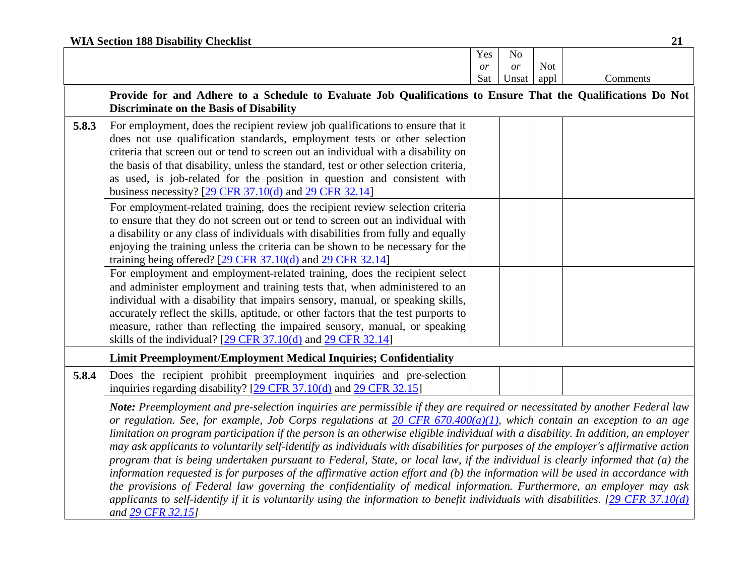| | | Yes *or* Sat | No *or* Unsat | Not appl | Comments |
|---|---|---|---|---|---|
| | **Provide for and Adhere to a Schedule to Evaluate Job Qualifications to Ensure That the Qualifications Do Not Discriminate on the Basis of Disability** | | | | |
| **5.8.3** | For employment, does the recipient review job qualifications to ensure that it does not use qualification standards, employment tests or other selection criteria that screen out or tend to screen out an individual with a disability on the basis of that disability, unless the standard, test or other selection criteria, as used, is job-related for the position in question and consistent with business necessity? [29 CFR 37.10(d) and 29 CFR 32.14] | | | | |
| | For employment-related training, does the recipient review selection criteria to ensure that they do not screen out or tend to screen out an individual with a disability or any class of individuals with disabilities from fully and equally enjoying the training unless the criteria can be shown to be necessary for the training being offered? [29 CFR 37.10(d) and 29 CFR 32.14] | | | | |
| | For employment and employment-related training, does the recipient select and administer employment and training tests that, when administered to an individual with a disability that impairs sensory, manual, or speaking skills, accurately reflect the skills, aptitude, or other factors that the test purports to measure, rather than reflecting the impaired sensory, manual, or speaking skills of the individual? [29 CFR 37.10(d) and 29 CFR 32.14] | | | | |
| | **Limit Preemployment/Employment Medical Inquiries; Confidentiality** | | | | |
| **5.8.4** | Does the recipient prohibit preemployment inquiries and pre-selection inquiries regarding disability? [29 CFR 37.10(d) and 29 CFR 32.15] | | | | |
| | ***Note:*** *Preemployment and pre-selection inquiries are permissible if they are required or necessitated by another Federal law or regulation. See, for example, Job Corps regulations at 20 CFR 670.400(a)(1), which contain an exception to an age limitation on program participation if the person is an otherwise eligible individual with a disability. In addition, an employer may ask applicants to voluntarily self-identify as individuals with disabilities for purposes of the employer's affirmative action program that is being undertaken pursuant to Federal, State, or local law, if the individual is clearly informed that (a) the information requested is for purposes of the affirmative action effort and (b) the information will be used in accordance with the provisions of Federal law governing the confidentiality of medical information. Furthermore, an employer may ask applicants to self-identify if it is voluntarily using the information to benefit individuals with disabilities. [29 CFR 37.10(d) and 29 CFR 32.15]* | | | | |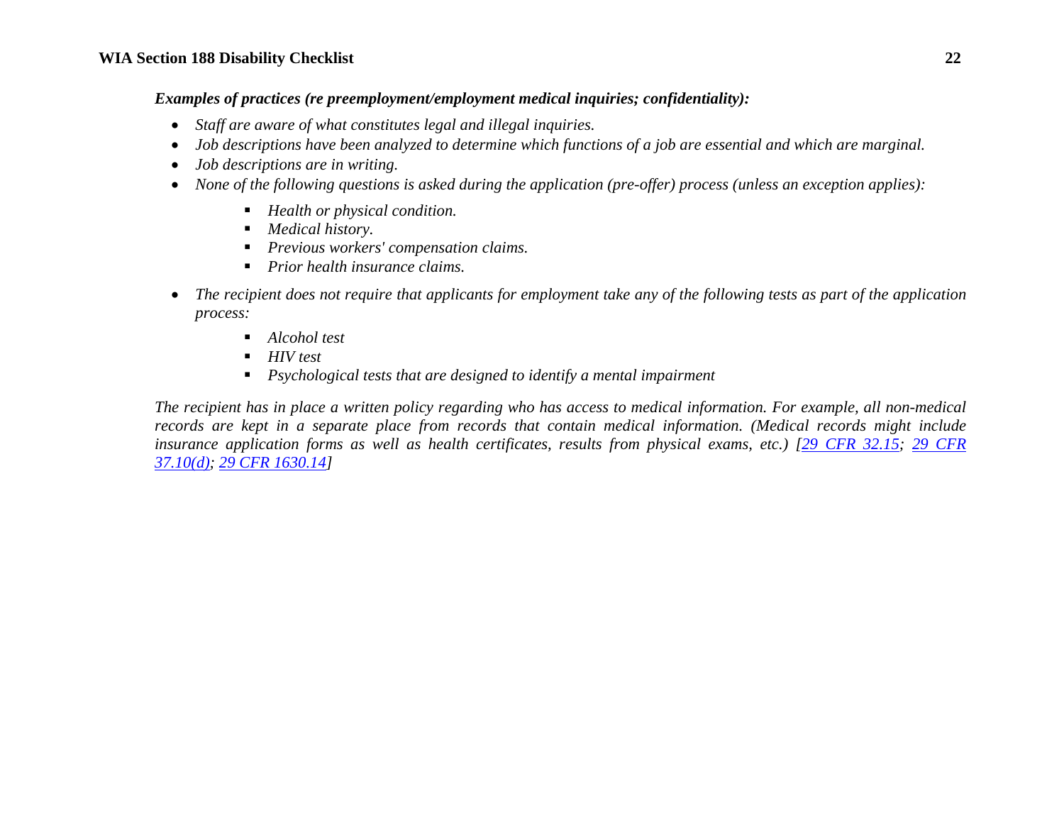***Examples of practices (re preemployment/employment medical inquiries; confidentiality):***

- *Staff are aware of what constitutes legal and illegal inquiries.*
- *Job descriptions have been analyzed to determine which functions of a job are essential and which are marginal.*
- *Job descriptions are in writing.*
- *None of the following questions is asked during the application (pre-offer) process (unless an exception applies):*
    - *Health or physical condition.*
    - *Medical history.*
    - *Previous workers' compensation claims.*
    - *Prior health insurance claims.*
- *The recipient does not require that applicants for employment take any of the following tests as part of the application process:*
    - *Alcohol test*
    - *HIV test*
    - *Psychological tests that are designed to identify a mental impairment*

*The recipient has in place a written policy regarding who has access to medical information. For example, all non-medical records are kept in a separate place from records that contain medical information. (Medical records might include insurance application forms as well as health certificates, results from physical exams, etc.) [29 CFR 32.15; 29 CFR 37.10(d); 29 CFR 1630.14]*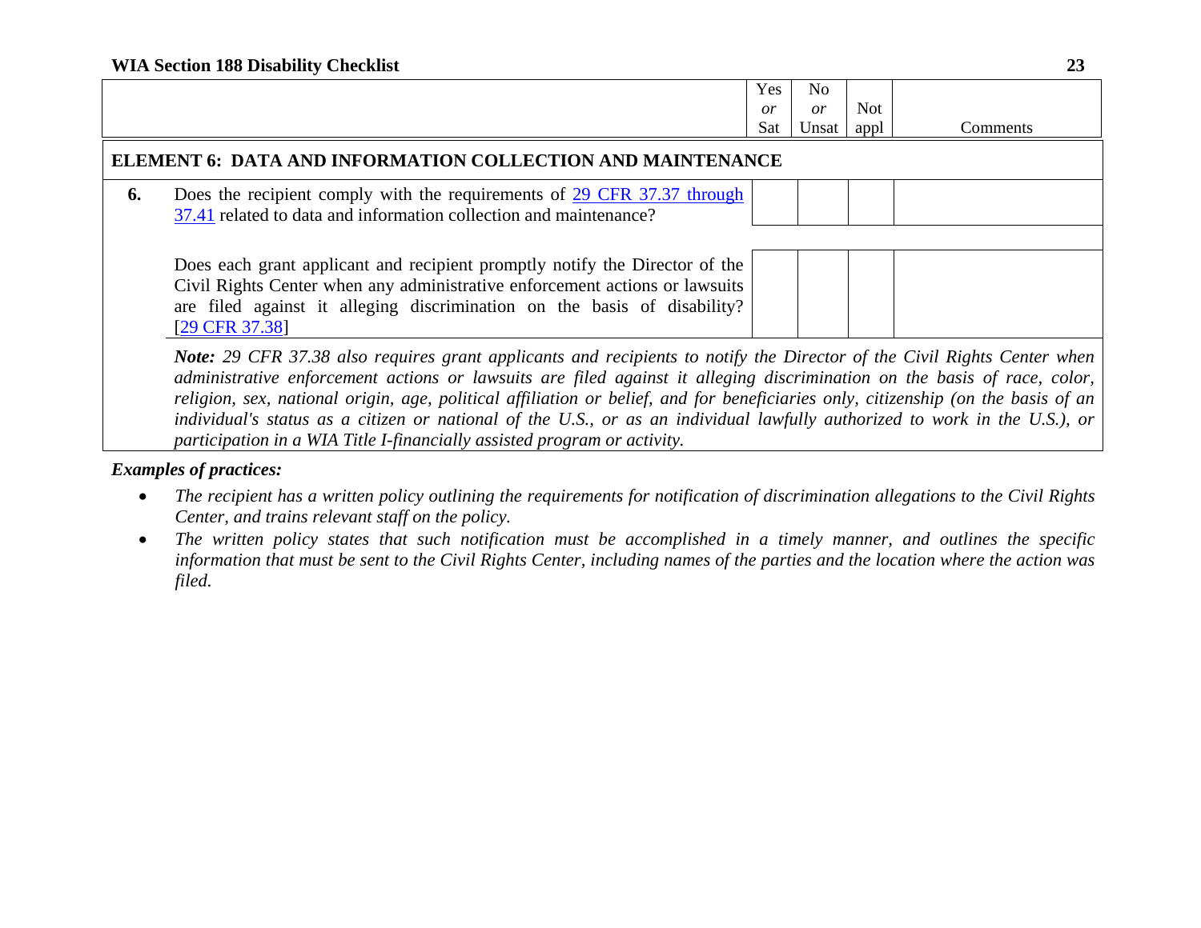| | | Yes *or* Sat | No *or* Unsat | Not appl | Comments |
|---|---|---|---|---|---|
| **ELEMENT 6: DATA AND INFORMATION COLLECTION AND MAINTENANCE** | | | | | |
| **6.** | Does the recipient comply with the requirements of 29 CFR 37.37 through 37.41 related to data and information collection and maintenance? | | | | |
| | Does each grant applicant and recipient promptly notify the Director of the Civil Rights Center when any administrative enforcement actions or lawsuits are filed against it alleging discrimination on the basis of disability? [29 CFR 37.38] | | | | |
| | ***Note:*** *29 CFR 37.38 also requires grant applicants and recipients to notify the Director of the Civil Rights Center when administrative enforcement actions or lawsuits are filed against it alleging discrimination on the basis of race, color, religion, sex, national origin, age, political affiliation or belief, and for beneficiaries only, citizenship (on the basis of an individual's status as a citizen or national of the U.S., or as an individual lawfully authorized to work in the U.S.), or participation in a WIA Title I-financially assisted program or activity.* | | | | |

***Examples of practices:***

- *The recipient has a written policy outlining the requirements for notification of discrimination allegations to the Civil Rights Center, and trains relevant staff on the policy.*
- *The written policy states that such notification must be accomplished in a timely manner, and outlines the specific information that must be sent to the Civil Rights Center, including names of the parties and the location where the action was filed.*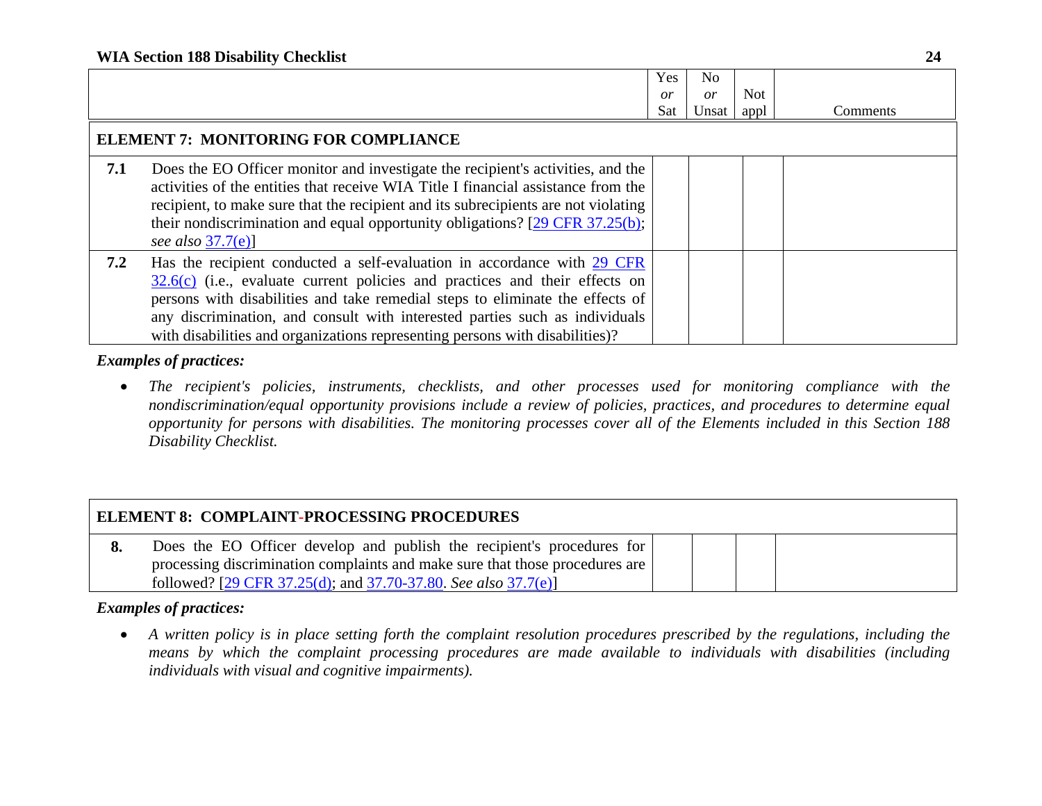| | | Yes *or* Sat | No *or* Unsat | Not appl | Comments |
|---|---|---|---|---|---|
| **ELEMENT 7: MONITORING FOR COMPLIANCE** | | | | | |
| **7.1** | Does the EO Officer monitor and investigate the recipient's activities, and the activities of the entities that receive WIA Title I financial assistance from the recipient, to make sure that the recipient and its subrecipients are not violating their nondiscrimination and equal opportunity obligations? [29 CFR 37.25(b); *see also* 37.7(e)] | | | | |
| **7.2** | Has the recipient conducted a self-evaluation in accordance with 29 CFR 32.6(c) (i.e., evaluate current policies and practices and their effects on persons with disabilities and take remedial steps to eliminate the effects of any discrimination, and consult with interested parties such as individuals with disabilities and organizations representing persons with disabilities)? | | | | |

***Examples of practices:***

- *The recipient's policies, instruments, checklists, and other processes used for monitoring compliance with the nondiscrimination/equal opportunity provisions include a review of policies, practices, and procedures to determine equal opportunity for persons with disabilities. The monitoring processes cover all of the Elements included in this Section 188 Disability Checklist.*

| | | Yes *or* Sat | No *or* Unsat | Not appl | Comments |
|---|---|---|---|---|---|
| **ELEMENT 8: COMPLAINT-PROCESSING PROCEDURES** | | | | | |
| **8.** | Does the EO Officer develop and publish the recipient's procedures for processing discrimination complaints and make sure that those procedures are followed? [29 CFR 37.25(d); and 37.70-37.80. *See also* 37.7(e)] | | | | |

***Examples of practices:***

- *A written policy is in place setting forth the complaint resolution procedures prescribed by the regulations, including the means by which the complaint processing procedures are made available to individuals with disabilities (including individuals with visual and cognitive impairments).*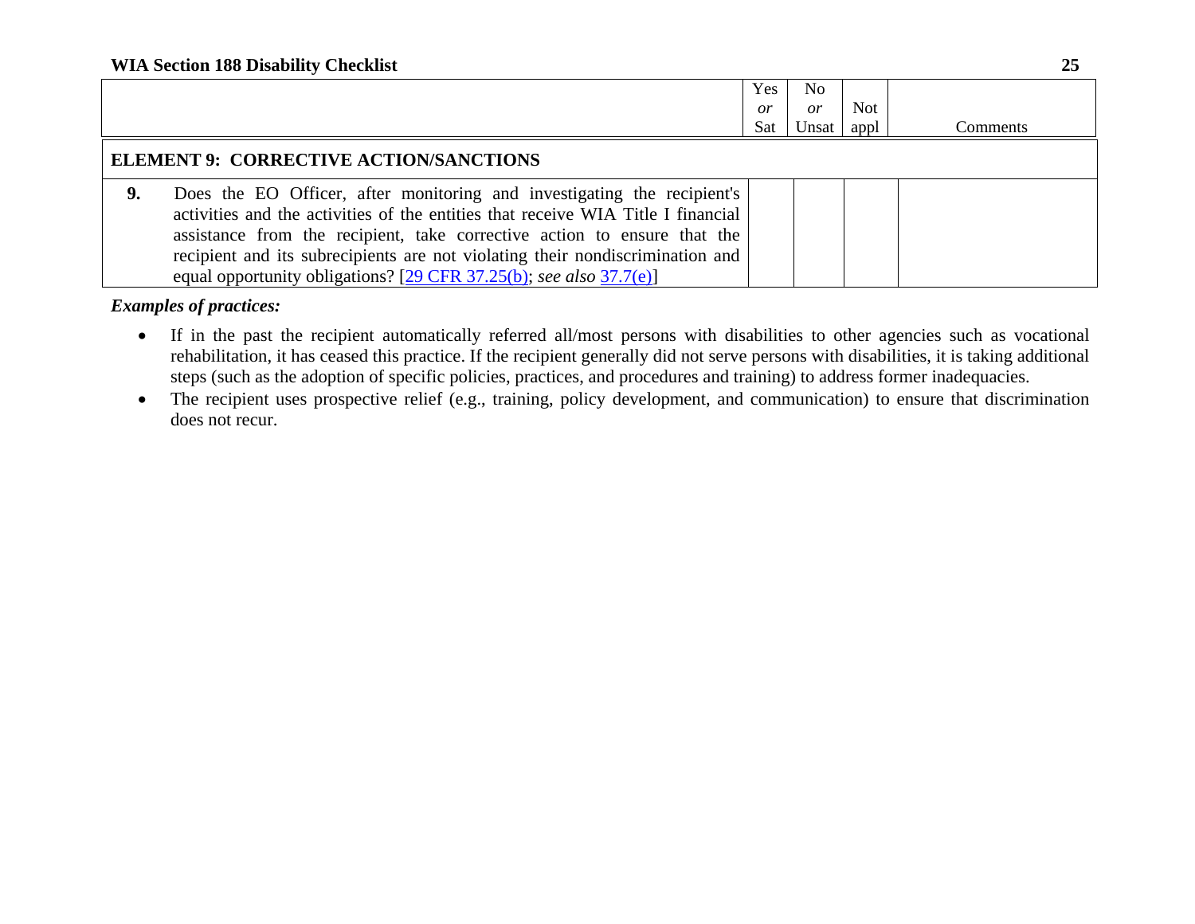| | Yes *or* Sat | No *or* Unsat | Not appl | Comments |
|---|---|---|---|---|
| **ELEMENT 9: CORRECTIVE ACTION/SANCTIONS** | | | | |
| **9.** Does the EO Officer, after monitoring and investigating the recipient's activities and the activities of the entities that receive WIA Title I financial assistance from the recipient, take corrective action to ensure that the recipient and its subrecipients are not violating their nondiscrimination and equal opportunity obligations? [29 CFR 37.25(b); *see also* 37.7(e)] | | | | |

***Examples of practices:***

- If in the past the recipient automatically referred all/most persons with disabilities to other agencies such as vocational rehabilitation, it has ceased this practice. If the recipient generally did not serve persons with disabilities, it is taking additional steps (such as the adoption of specific policies, practices, and procedures and training) to address former inadequacies.
- The recipient uses prospective relief (e.g., training, policy development, and communication) to ensure that discrimination does not recur.